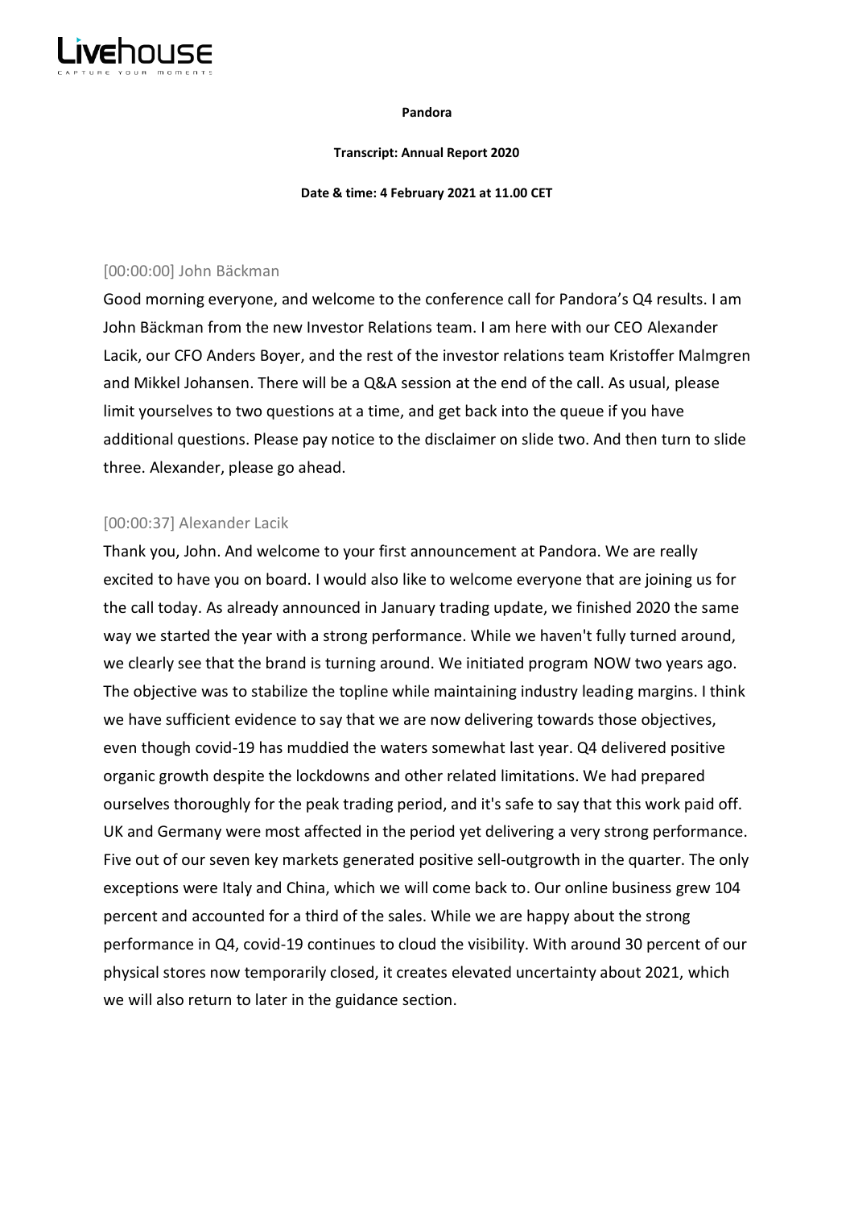**Pandora**

**Transcript: Annual Report 2020**

**Date & time: 4 February 2021 at 11.00 CET**

[00:00:00] John Bäckman

Good morning everyone, and welcome to the conference call for Pandora's Q4 results. I am John Bäckman from the new Investor Relations team. I am here with our CEO Alexander Lacik, our CFO Anders Boyer, and the rest of the investor relations team Kristoffer Malmgren and Mikkel Johansen. There will be a Q&A session at the end of the call. As usual, please limit yourselves to two questions at a time, and get back into the queue if you have additional questions. Please pay notice to the disclaimer on slide two. And then turn to slide three. Alexander, please go ahead.

[00:00:37] Alexander Lacik

Thank you, John. And welcome to your first announcement at Pandora. We are really excited to have you on board. I would also like to welcome everyone that are joining us for the call today. As already announced in January trading update, we finished 2020 the same way we started the year with a strong performance. While we haven't fully turned around, we clearly see that the brand is turning around. We initiated program NOW two years ago. The objective was to stabilize the topline while maintaining industry leading margins. I think we have sufficient evidence to say that we are now delivering towards those objectives, even though covid-19 has muddied the waters somewhat last year. Q4 delivered positive organic growth despite the lockdowns and other related limitations. We had prepared ourselves thoroughly for the peak trading period, and it's safe to say that this work paid off. UK and Germany were most affected in the period yet delivering a very strong performance. Five out of our seven key markets generated positive sell-outgrowth in the quarter. The only exceptions were Italy and China, which we will come back to. Our online business grew 104 percent and accounted for a third of the sales. While we are happy about the strong performance in Q4, covid-19 continues to cloud the visibility. With around 30 percent of our physical stores now temporarily closed, it creates elevated uncertainty about 2021, which we will also return to later in the guidance section.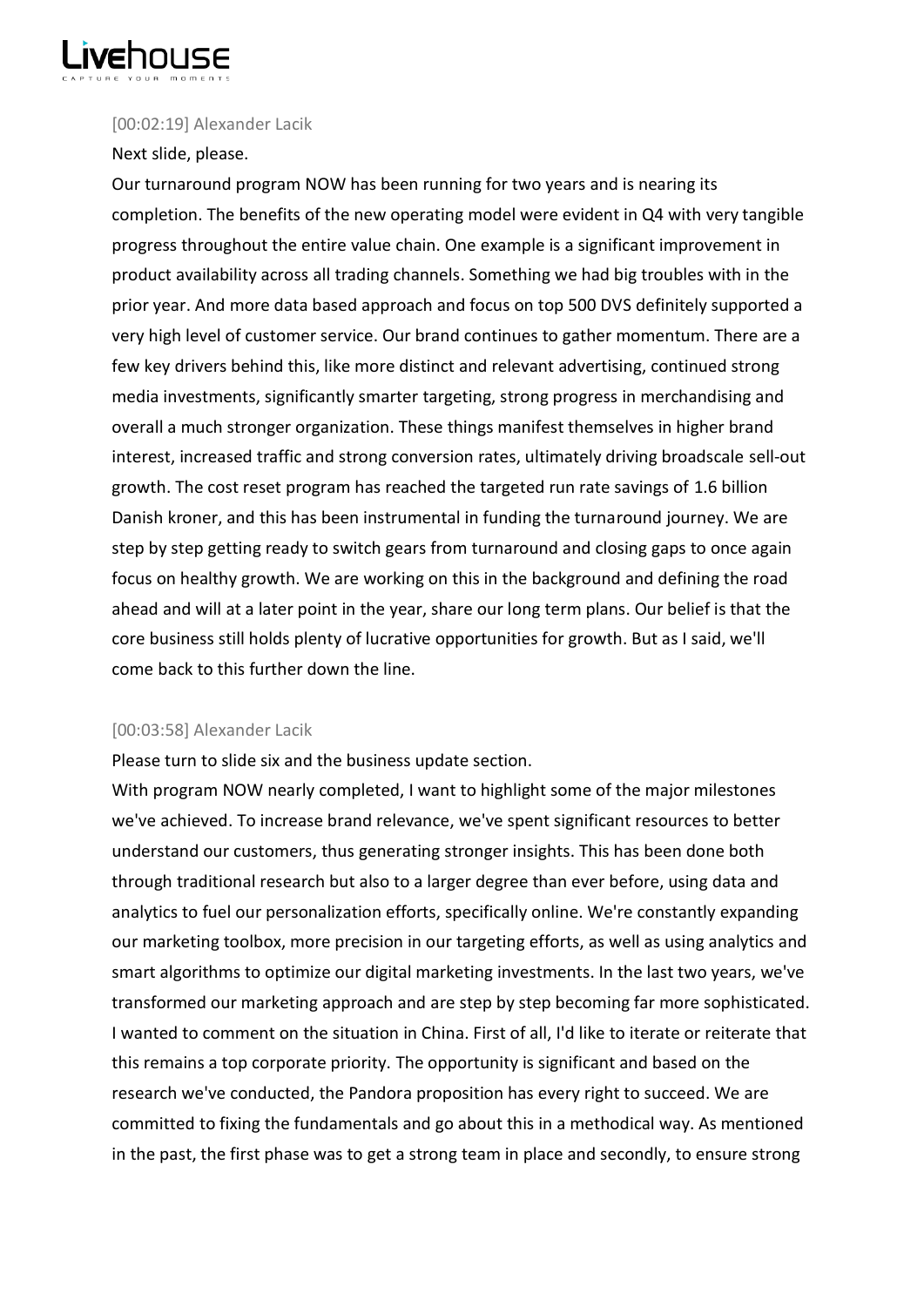[00:02:19] Alexander Lacik

Next slide, please.

Our turnaround program NOW has been running for two years and is nearing its completion. The benefits of the new operating model were evident in Q4 with very tangible progress throughout the entire value chain. One example is a significant improvement in product availability across all trading channels. Something we had big troubles with in the prior year. And more data based approach and focus on top 500 DVS definitely supported a very high level of customer service. Our brand continues to gather momentum. There are a few key drivers behind this, like more distinct and relevant advertising, continued strong media investments, significantly smarter targeting, strong progress in merchandising and overall a much stronger organization. These things manifest themselves in higher brand interest, increased traffic and strong conversion rates, ultimately driving broadscale sell-out growth. The cost reset program has reached the targeted run rate savings of 1.6 billion Danish kroner, and this has been instrumental in funding the turnaround journey. We are step by step getting ready to switch gears from turnaround and closing gaps to once again focus on healthy growth. We are working on this in the background and defining the road ahead and will at a later point in the year, share our long term plans. Our belief is that the core business still holds plenty of lucrative opportunities for growth. But as I said, we'll come back to this further down the line.

[00:03:58] Alexander Lacik

Please turn to slide six and the business update section.

With program NOW nearly completed, I want to highlight some of the major milestones we've achieved. To increase brand relevance, we've spent significant resources to better understand our customers, thus generating stronger insights. This has been done both through traditional research but also to a larger degree than ever before, using data and analytics to fuel our personalization efforts, specifically online. We're constantly expanding our marketing toolbox, more precision in our targeting efforts, as well as using analytics and smart algorithms to optimize our digital marketing investments. In the last two years, we've transformed our marketing approach and are step by step becoming far more sophisticated. I wanted to comment on the situation in China. First of all, I'd like to iterate or reiterate that this remains a top corporate priority. The opportunity is significant and based on the research we've conducted, the Pandora proposition has every right to succeed. We are committed to fixing the fundamentals and go about this in a methodical way. As mentioned in the past, the first phase was to get a strong team in place and secondly, to ensure strong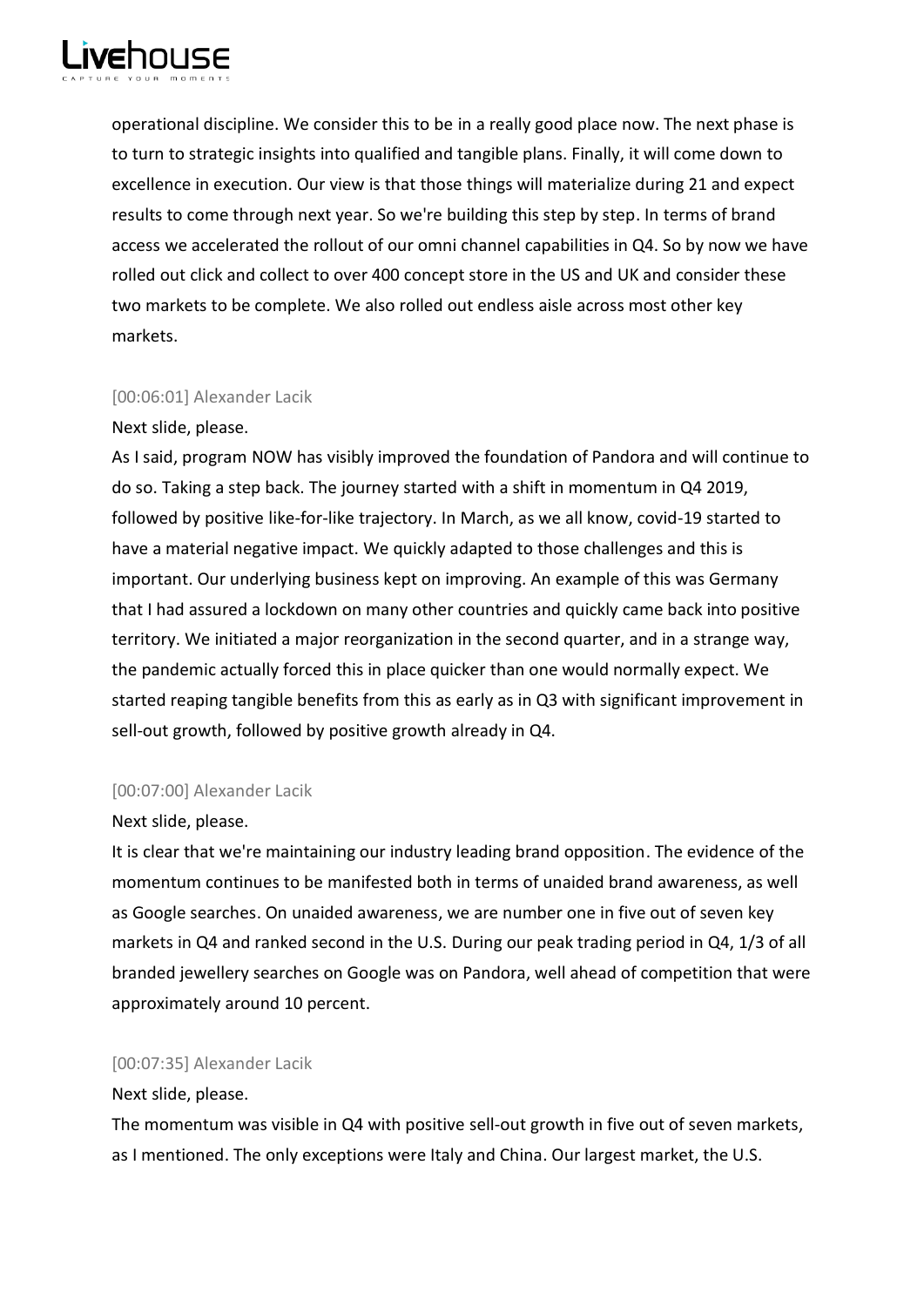operational discipline. We consider this to be in a really good place now. The next phase is to turn to strategic insights into qualified and tangible plans. Finally, it will come down to excellence in execution. Our view is that those things will materialize during 21 and expect results to come through next year. So we're building this step by step. In terms of brand access we accelerated the rollout of our omni channel capabilities in Q4. So by now we have rolled out click and collect to over 400 concept store in the US and UK and consider these two markets to be complete. We also rolled out endless aisle across most other key markets.

[00:06:01] Alexander Lacik

Next slide, please.

As I said, program NOW has visibly improved the foundation of Pandora and will continue to do so. Taking a step back. The journey started with a shift in momentum in Q4 2019, followed by positive like-for-like trajectory. In March, as we all know, covid-19 started to have a material negative impact. We quickly adapted to those challenges and this is important. Our underlying business kept on improving. An example of this was Germany that I had assured a lockdown on many other countries and quickly came back into positive territory. We initiated a major reorganization in the second quarter, and in a strange way, the pandemic actually forced this in place quicker than one would normally expect. We started reaping tangible benefits from this as early as in Q3 with significant improvement in sell-out growth, followed by positive growth already in Q4.

[00:07:00] Alexander Lacik

Next slide, please.

It is clear that we're maintaining our industry leading brand opposition. The evidence of the momentum continues to be manifested both in terms of unaided brand awareness, as well as Google searches. On unaided awareness, we are number one in five out of seven key markets in Q4 and ranked second in the U.S. During our peak trading period in Q4, 1/3 of all branded jewellery searches on Google was on Pandora, well ahead of competition that were approximately around 10 percent.

[00:07:35] Alexander Lacik

Next slide, please.

The momentum was visible in Q4 with positive sell-out growth in five out of seven markets, as I mentioned. The only exceptions were Italy and China. Our largest market, the U.S.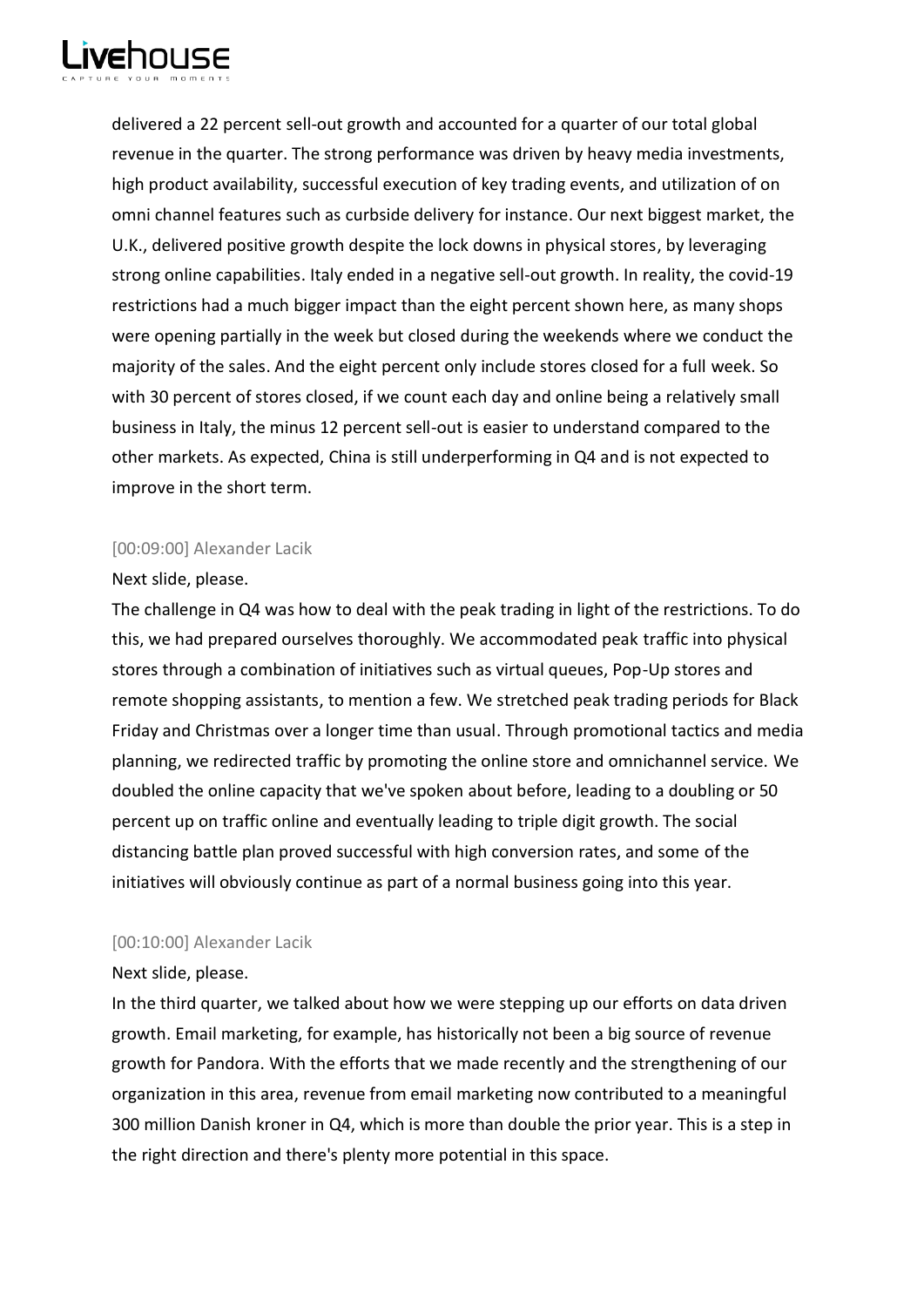delivered a 22 percent sell-out growth and accounted for a quarter of our total global revenue in the quarter. The strong performance was driven by heavy media investments, high product availability, successful execution of key trading events, and utilization of on omni channel features such as curbside delivery for instance. Our next biggest market, the U.K., delivered positive growth despite the lock downs in physical stores, by leveraging strong online capabilities. Italy ended in a negative sell-out growth. In reality, the covid-19 restrictions had a much bigger impact than the eight percent shown here, as many shops were opening partially in the week but closed during the weekends where we conduct the majority of the sales. And the eight percent only include stores closed for a full week. So with 30 percent of stores closed, if we count each day and online being a relatively small business in Italy, the minus 12 percent sell-out is easier to understand compared to the other markets. As expected, China is still underperforming in Q4 and is not expected to improve in the short term.

[00:09:00] Alexander Lacik

Next slide, please.

The challenge in Q4 was how to deal with the peak trading in light of the restrictions. To do this, we had prepared ourselves thoroughly. We accommodated peak traffic into physical stores through a combination of initiatives such as virtual queues, Pop-Up stores and remote shopping assistants, to mention a few. We stretched peak trading periods for Black Friday and Christmas over a longer time than usual. Through promotional tactics and media planning, we redirected traffic by promoting the online store and omnichannel service. We doubled the online capacity that we've spoken about before, leading to a doubling or 50 percent up on traffic online and eventually leading to triple digit growth. The social distancing battle plan proved successful with high conversion rates, and some of the initiatives will obviously continue as part of a normal business going into this year.

[00:10:00] Alexander Lacik

Next slide, please.

In the third quarter, we talked about how we were stepping up our efforts on data driven growth. Email marketing, for example, has historically not been a big source of revenue growth for Pandora. With the efforts that we made recently and the strengthening of our organization in this area, revenue from email marketing now contributed to a meaningful 300 million Danish kroner in Q4, which is more than double the prior year. This is a step in the right direction and there's plenty more potential in this space.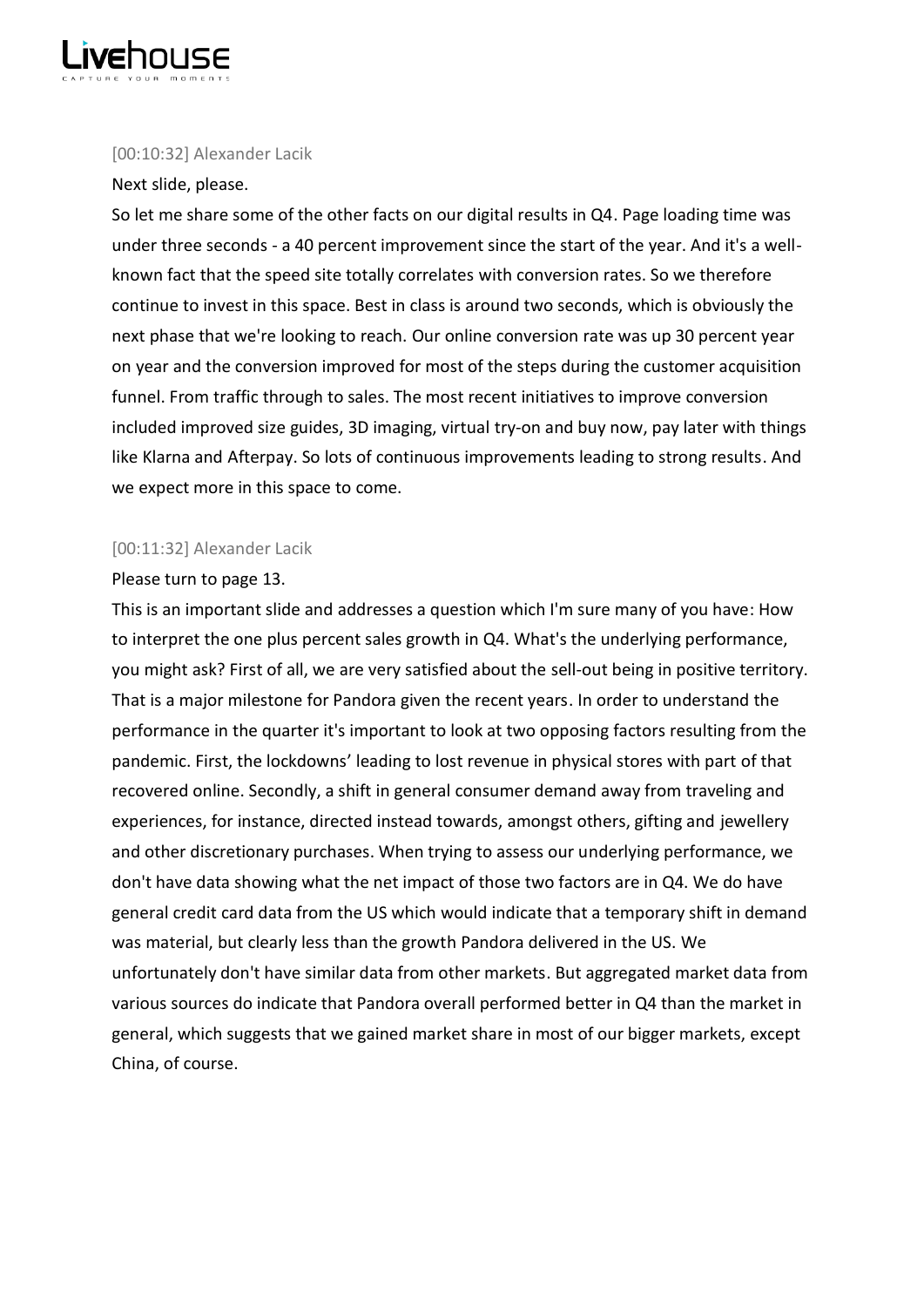[00:10:32] Alexander Lacik

Next slide, please.

So let me share some of the other facts on our digital results in Q4. Page loading time was under three seconds - a 40 percent improvement since the start of the year. And it's a well-known fact that the speed site totally correlates with conversion rates. So we therefore continue to invest in this space. Best in class is around two seconds, which is obviously the next phase that we're looking to reach. Our online conversion rate was up 30 percent year on year and the conversion improved for most of the steps during the customer acquisition funnel. From traffic through to sales. The most recent initiatives to improve conversion included improved size guides, 3D imaging, virtual try-on and buy now, pay later with things like Klarna and Afterpay. So lots of continuous improvements leading to strong results. And we expect more in this space to come.

[00:11:32] Alexander Lacik

Please turn to page 13.

This is an important slide and addresses a question which I'm sure many of you have: How to interpret the one plus percent sales growth in Q4. What's the underlying performance, you might ask? First of all, we are very satisfied about the sell-out being in positive territory. That is a major milestone for Pandora given the recent years. In order to understand the performance in the quarter it's important to look at two opposing factors resulting from the pandemic. First, the lockdowns' leading to lost revenue in physical stores with part of that recovered online. Secondly, a shift in general consumer demand away from traveling and experiences, for instance, directed instead towards, amongst others, gifting and jewellery and other discretionary purchases. When trying to assess our underlying performance, we don't have data showing what the net impact of those two factors are in Q4. We do have general credit card data from the US which would indicate that a temporary shift in demand was material, but clearly less than the growth Pandora delivered in the US. We unfortunately don't have similar data from other markets. But aggregated market data from various sources do indicate that Pandora overall performed better in Q4 than the market in general, which suggests that we gained market share in most of our bigger markets, except China, of course.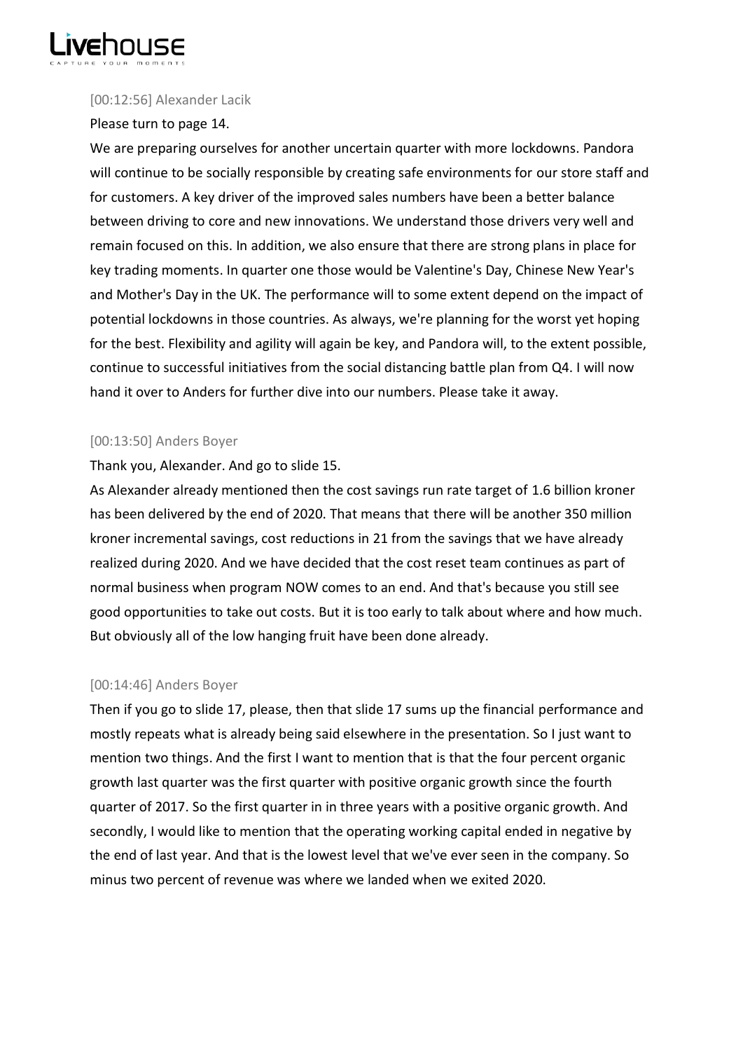[00:12:56] Alexander Lacik

Please turn to page 14.

We are preparing ourselves for another uncertain quarter with more lockdowns. Pandora will continue to be socially responsible by creating safe environments for our store staff and for customers. A key driver of the improved sales numbers have been a better balance between driving to core and new innovations. We understand those drivers very well and remain focused on this. In addition, we also ensure that there are strong plans in place for key trading moments. In quarter one those would be Valentine's Day, Chinese New Year's and Mother's Day in the UK. The performance will to some extent depend on the impact of potential lockdowns in those countries. As always, we're planning for the worst yet hoping for the best. Flexibility and agility will again be key, and Pandora will, to the extent possible, continue to successful initiatives from the social distancing battle plan from Q4. I will now hand it over to Anders for further dive into our numbers. Please take it away.

[00:13:50] Anders Boyer

Thank you, Alexander. And go to slide 15.

As Alexander already mentioned then the cost savings run rate target of 1.6 billion kroner has been delivered by the end of 2020. That means that there will be another 350 million kroner incremental savings, cost reductions in 21 from the savings that we have already realized during 2020. And we have decided that the cost reset team continues as part of normal business when program NOW comes to an end. And that's because you still see good opportunities to take out costs. But it is too early to talk about where and how much. But obviously all of the low hanging fruit have been done already.

[00:14:46] Anders Boyer

Then if you go to slide 17, please, then that slide 17 sums up the financial performance and mostly repeats what is already being said elsewhere in the presentation. So I just want to mention two things. And the first I want to mention that is that the four percent organic growth last quarter was the first quarter with positive organic growth since the fourth quarter of 2017. So the first quarter in in three years with a positive organic growth. And secondly, I would like to mention that the operating working capital ended in negative by the end of last year. And that is the lowest level that we've ever seen in the company. So minus two percent of revenue was where we landed when we exited 2020.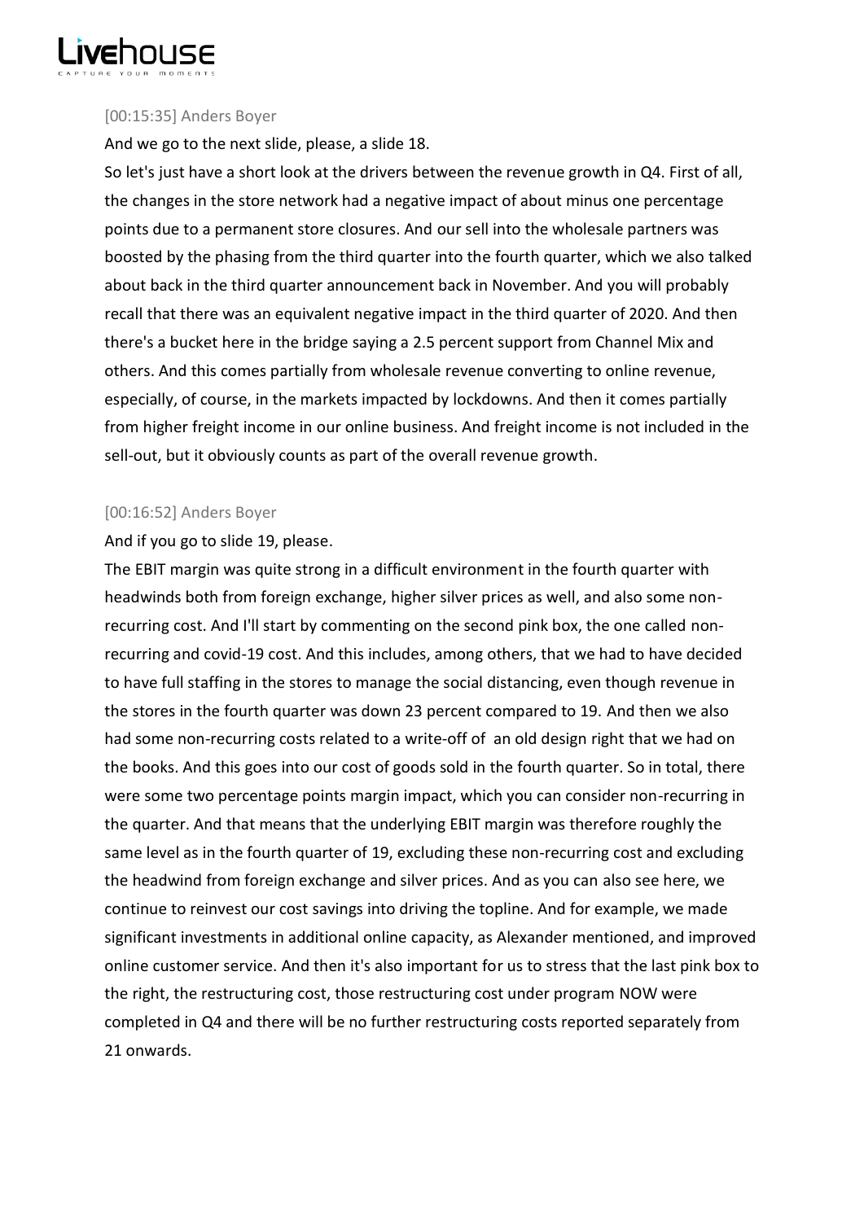[00:15:35] Anders Boyer

And we go to the next slide, please, a slide 18.

So let's just have a short look at the drivers between the revenue growth in Q4. First of all, the changes in the store network had a negative impact of about minus one percentage points due to a permanent store closures. And our sell into the wholesale partners was boosted by the phasing from the third quarter into the fourth quarter, which we also talked about back in the third quarter announcement back in November. And you will probably recall that there was an equivalent negative impact in the third quarter of 2020. And then there's a bucket here in the bridge saying a 2.5 percent support from Channel Mix and others. And this comes partially from wholesale revenue converting to online revenue, especially, of course, in the markets impacted by lockdowns. And then it comes partially from higher freight income in our online business. And freight income is not included in the sell-out, but it obviously counts as part of the overall revenue growth.

[00:16:52] Anders Boyer

And if you go to slide 19, please.

The EBIT margin was quite strong in a difficult environment in the fourth quarter with headwinds both from foreign exchange, higher silver prices as well, and also some non-recurring cost. And I'll start by commenting on the second pink box, the one called non-recurring and covid-19 cost. And this includes, among others, that we had to have decided to have full staffing in the stores to manage the social distancing, even though revenue in the stores in the fourth quarter was down 23 percent compared to 19. And then we also had some non-recurring costs related to a write-off of an old design right that we had on the books. And this goes into our cost of goods sold in the fourth quarter. So in total, there were some two percentage points margin impact, which you can consider non-recurring in the quarter. And that means that the underlying EBIT margin was therefore roughly the same level as in the fourth quarter of 19, excluding these non-recurring cost and excluding the headwind from foreign exchange and silver prices. And as you can also see here, we continue to reinvest our cost savings into driving the topline. And for example, we made significant investments in additional online capacity, as Alexander mentioned, and improved online customer service. And then it's also important for us to stress that the last pink box to the right, the restructuring cost, those restructuring cost under program NOW were completed in Q4 and there will be no further restructuring costs reported separately from 21 onwards.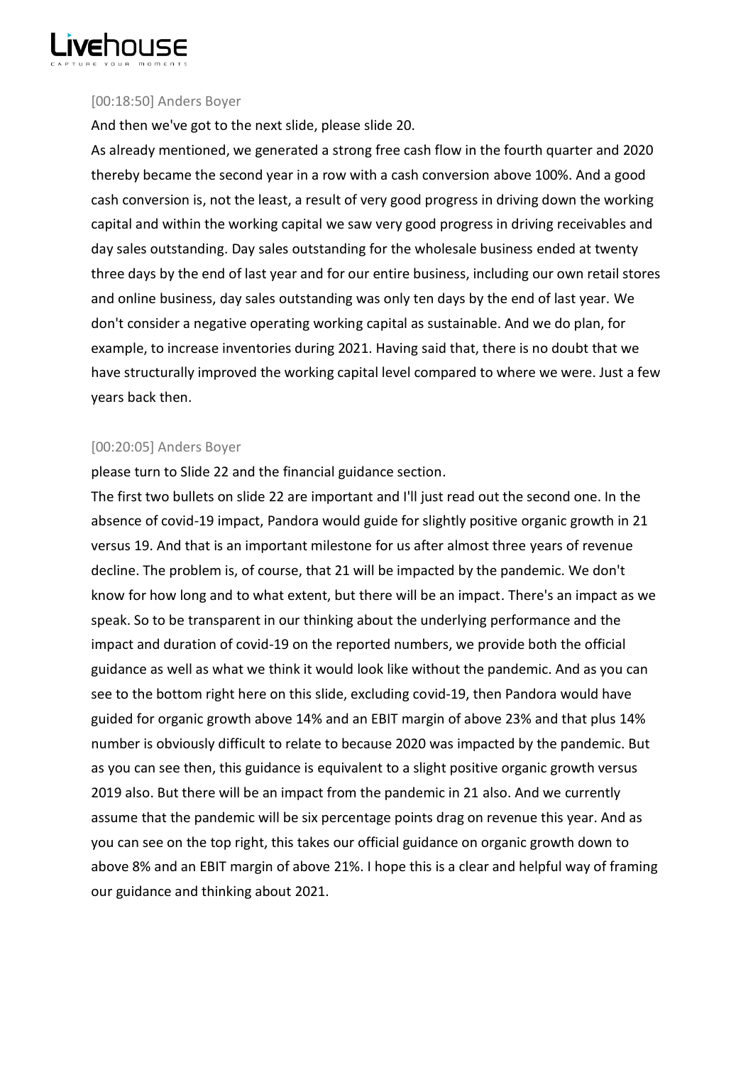[00:18:50] Anders Boyer

And then we've got to the next slide, please slide 20.

As already mentioned, we generated a strong free cash flow in the fourth quarter and 2020 thereby became the second year in a row with a cash conversion above 100%. And a good cash conversion is, not the least, a result of very good progress in driving down the working capital and within the working capital we saw very good progress in driving receivables and day sales outstanding. Day sales outstanding for the wholesale business ended at twenty three days by the end of last year and for our entire business, including our own retail stores and online business, day sales outstanding was only ten days by the end of last year. We don't consider a negative operating working capital as sustainable. And we do plan, for example, to increase inventories during 2021. Having said that, there is no doubt that we have structurally improved the working capital level compared to where we were. Just a few years back then.

[00:20:05] Anders Boyer

please turn to Slide 22 and the financial guidance section.

The first two bullets on slide 22 are important and I'll just read out the second one. In the absence of covid-19 impact, Pandora would guide for slightly positive organic growth in 21 versus 19. And that is an important milestone for us after almost three years of revenue decline. The problem is, of course, that 21 will be impacted by the pandemic. We don't know for how long and to what extent, but there will be an impact. There's an impact as we speak. So to be transparent in our thinking about the underlying performance and the impact and duration of covid-19 on the reported numbers, we provide both the official guidance as well as what we think it would look like without the pandemic. And as you can see to the bottom right here on this slide, excluding covid-19, then Pandora would have guided for organic growth above 14% and an EBIT margin of above 23% and that plus 14% number is obviously difficult to relate to because 2020 was impacted by the pandemic. But as you can see then, this guidance is equivalent to a slight positive organic growth versus 2019 also. But there will be an impact from the pandemic in 21 also. And we currently assume that the pandemic will be six percentage points drag on revenue this year. And as you can see on the top right, this takes our official guidance on organic growth down to above 8% and an EBIT margin of above 21%. I hope this is a clear and helpful way of framing our guidance and thinking about 2021.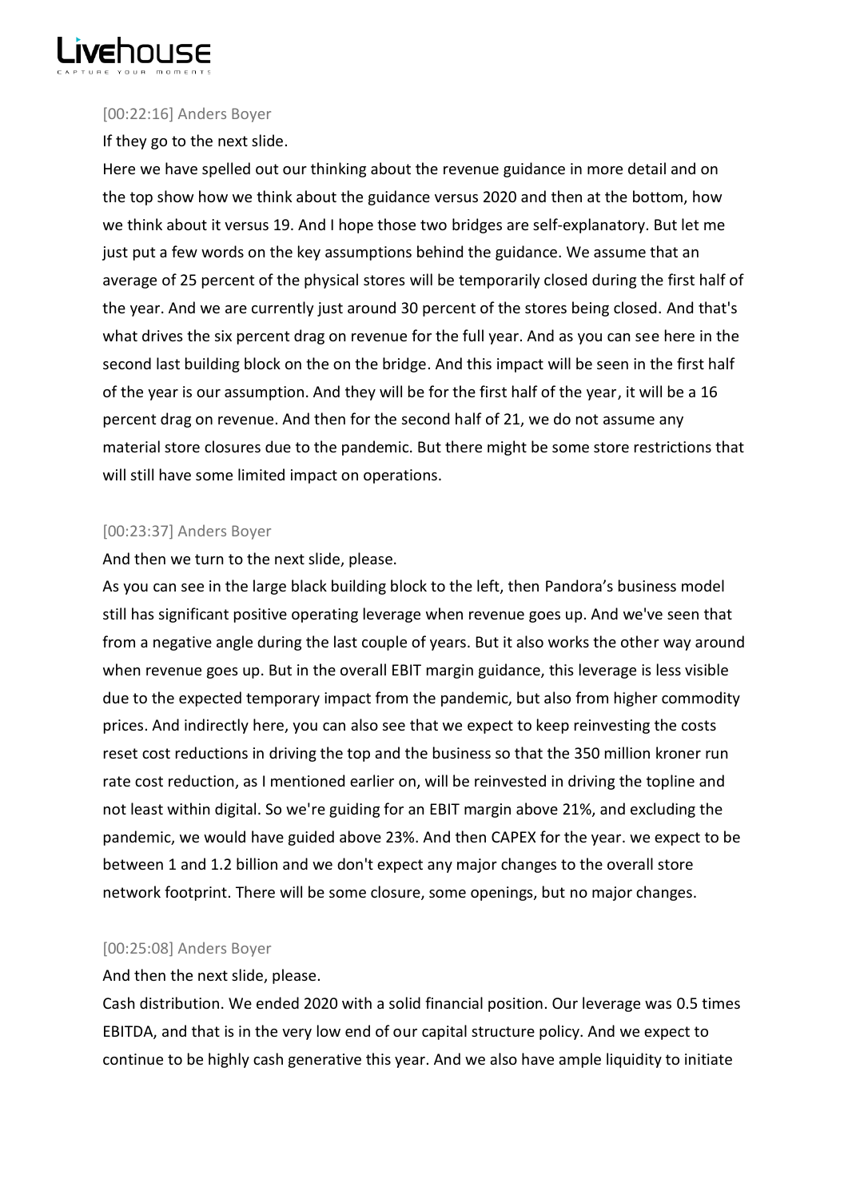[00:22:16] Anders Boyer

If they go to the next slide.

Here we have spelled out our thinking about the revenue guidance in more detail and on the top show how we think about the guidance versus 2020 and then at the bottom, how we think about it versus 19. And I hope those two bridges are self-explanatory. But let me just put a few words on the key assumptions behind the guidance. We assume that an average of 25 percent of the physical stores will be temporarily closed during the first half of the year. And we are currently just around 30 percent of the stores being closed. And that's what drives the six percent drag on revenue for the full year. And as you can see here in the second last building block on the on the bridge. And this impact will be seen in the first half of the year is our assumption. And they will be for the first half of the year, it will be a 16 percent drag on revenue. And then for the second half of 21, we do not assume any material store closures due to the pandemic. But there might be some store restrictions that will still have some limited impact on operations.

[00:23:37] Anders Boyer

And then we turn to the next slide, please.

As you can see in the large black building block to the left, then Pandora's business model still has significant positive operating leverage when revenue goes up. And we've seen that from a negative angle during the last couple of years. But it also works the other way around when revenue goes up. But in the overall EBIT margin guidance, this leverage is less visible due to the expected temporary impact from the pandemic, but also from higher commodity prices. And indirectly here, you can also see that we expect to keep reinvesting the costs reset cost reductions in driving the top and the business so that the 350 million kroner run rate cost reduction, as I mentioned earlier on, will be reinvested in driving the topline and not least within digital. So we're guiding for an EBIT margin above 21%, and excluding the pandemic, we would have guided above 23%. And then CAPEX for the year. we expect to be between 1 and 1.2 billion and we don't expect any major changes to the overall store network footprint. There will be some closure, some openings, but no major changes.

[00:25:08] Anders Boyer

And then the next slide, please.

Cash distribution. We ended 2020 with a solid financial position. Our leverage was 0.5 times EBITDA, and that is in the very low end of our capital structure policy. And we expect to continue to be highly cash generative this year. And we also have ample liquidity to initiate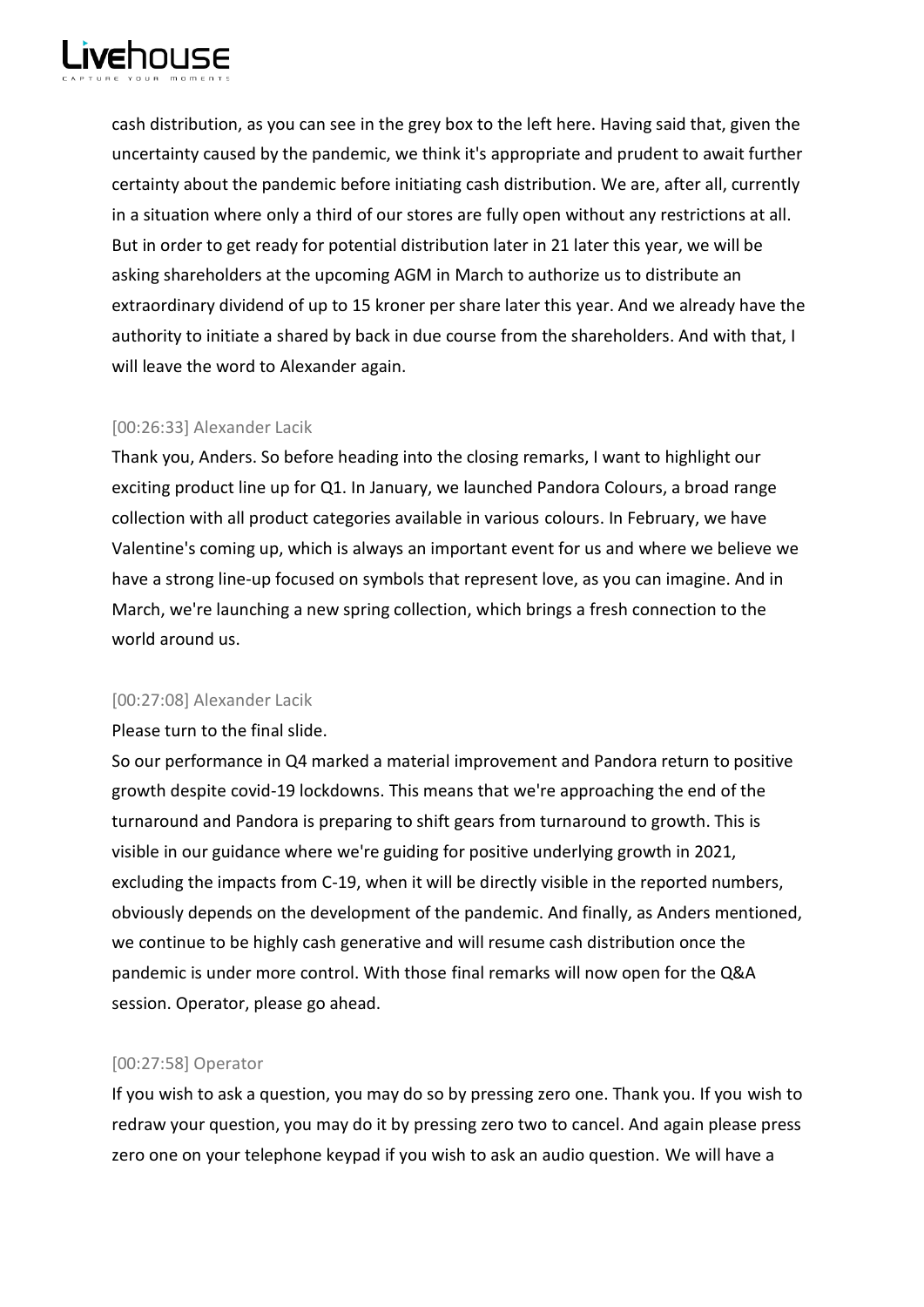cash distribution, as you can see in the grey box to the left here. Having said that, given the uncertainty caused by the pandemic, we think it's appropriate and prudent to await further certainty about the pandemic before initiating cash distribution. We are, after all, currently in a situation where only a third of our stores are fully open without any restrictions at all. But in order to get ready for potential distribution later in 21 later this year, we will be asking shareholders at the upcoming AGM in March to authorize us to distribute an extraordinary dividend of up to 15 kroner per share later this year. And we already have the authority to initiate a shared by back in due course from the shareholders. And with that, I will leave the word to Alexander again.

[00:26:33] Alexander Lacik

Thank you, Anders. So before heading into the closing remarks, I want to highlight our exciting product line up for Q1. In January, we launched Pandora Colours, a broad range collection with all product categories available in various colours. In February, we have Valentine's coming up, which is always an important event for us and where we believe we have a strong line-up focused on symbols that represent love, as you can imagine. And in March, we're launching a new spring collection, which brings a fresh connection to the world around us.

[00:27:08] Alexander Lacik

Please turn to the final slide.

So our performance in Q4 marked a material improvement and Pandora return to positive growth despite covid-19 lockdowns. This means that we're approaching the end of the turnaround and Pandora is preparing to shift gears from turnaround to growth. This is visible in our guidance where we're guiding for positive underlying growth in 2021, excluding the impacts from C-19, when it will be directly visible in the reported numbers, obviously depends on the development of the pandemic. And finally, as Anders mentioned, we continue to be highly cash generative and will resume cash distribution once the pandemic is under more control. With those final remarks will now open for the Q&A session. Operator, please go ahead.

[00:27:58] Operator

If you wish to ask a question, you may do so by pressing zero one. Thank you. If you wish to redraw your question, you may do it by pressing zero two to cancel. And again please press zero one on your telephone keypad if you wish to ask an audio question. We will have a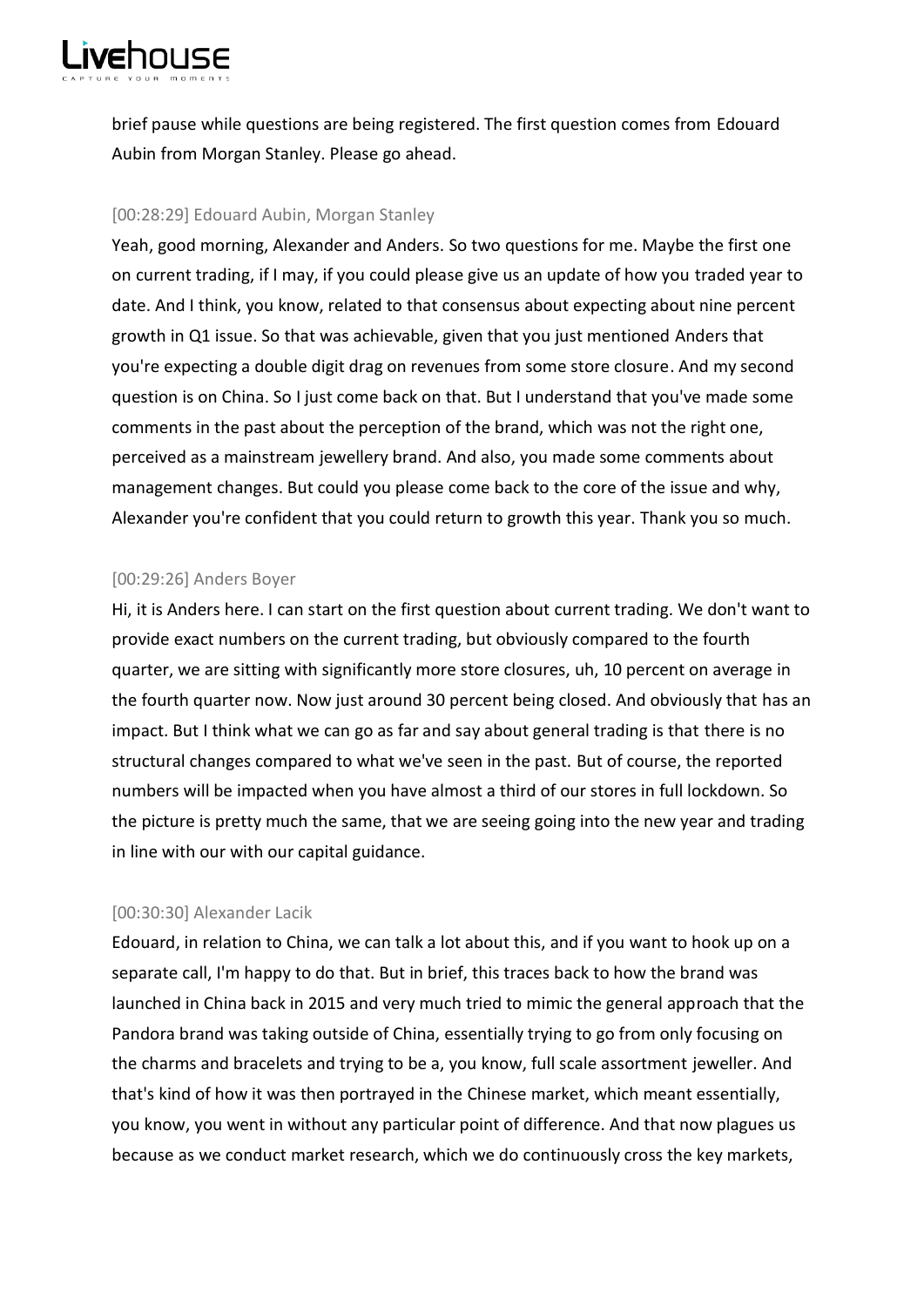brief pause while questions are being registered. The first question comes from Edouard Aubin from Morgan Stanley. Please go ahead.

[00:28:29] Edouard Aubin, Morgan Stanley

Yeah, good morning, Alexander and Anders. So two questions for me. Maybe the first one on current trading, if I may, if you could please give us an update of how you traded year to date. And I think, you know, related to that consensus about expecting about nine percent growth in Q1 issue. So that was achievable, given that you just mentioned Anders that you're expecting a double digit drag on revenues from some store closure. And my second question is on China. So I just come back on that. But I understand that you've made some comments in the past about the perception of the brand, which was not the right one, perceived as a mainstream jewellery brand. And also, you made some comments about management changes. But could you please come back to the core of the issue and why, Alexander you're confident that you could return to growth this year. Thank you so much.

[00:29:26] Anders Boyer

Hi, it is Anders here. I can start on the first question about current trading. We don't want to provide exact numbers on the current trading, but obviously compared to the fourth quarter, we are sitting with significantly more store closures, uh, 10 percent on average in the fourth quarter now. Now just around 30 percent being closed. And obviously that has an impact. But I think what we can go as far and say about general trading is that there is no structural changes compared to what we've seen in the past. But of course, the reported numbers will be impacted when you have almost a third of our stores in full lockdown. So the picture is pretty much the same, that we are seeing going into the new year and trading in line with our with our capital guidance.

[00:30:30] Alexander Lacik

Edouard, in relation to China, we can talk a lot about this, and if you want to hook up on a separate call, I'm happy to do that. But in brief, this traces back to how the brand was launched in China back in 2015 and very much tried to mimic the general approach that the Pandora brand was taking outside of China, essentially trying to go from only focusing on the charms and bracelets and trying to be a, you know, full scale assortment jeweller. And that's kind of how it was then portrayed in the Chinese market, which meant essentially, you know, you went in without any particular point of difference. And that now plagues us because as we conduct market research, which we do continuously cross the key markets,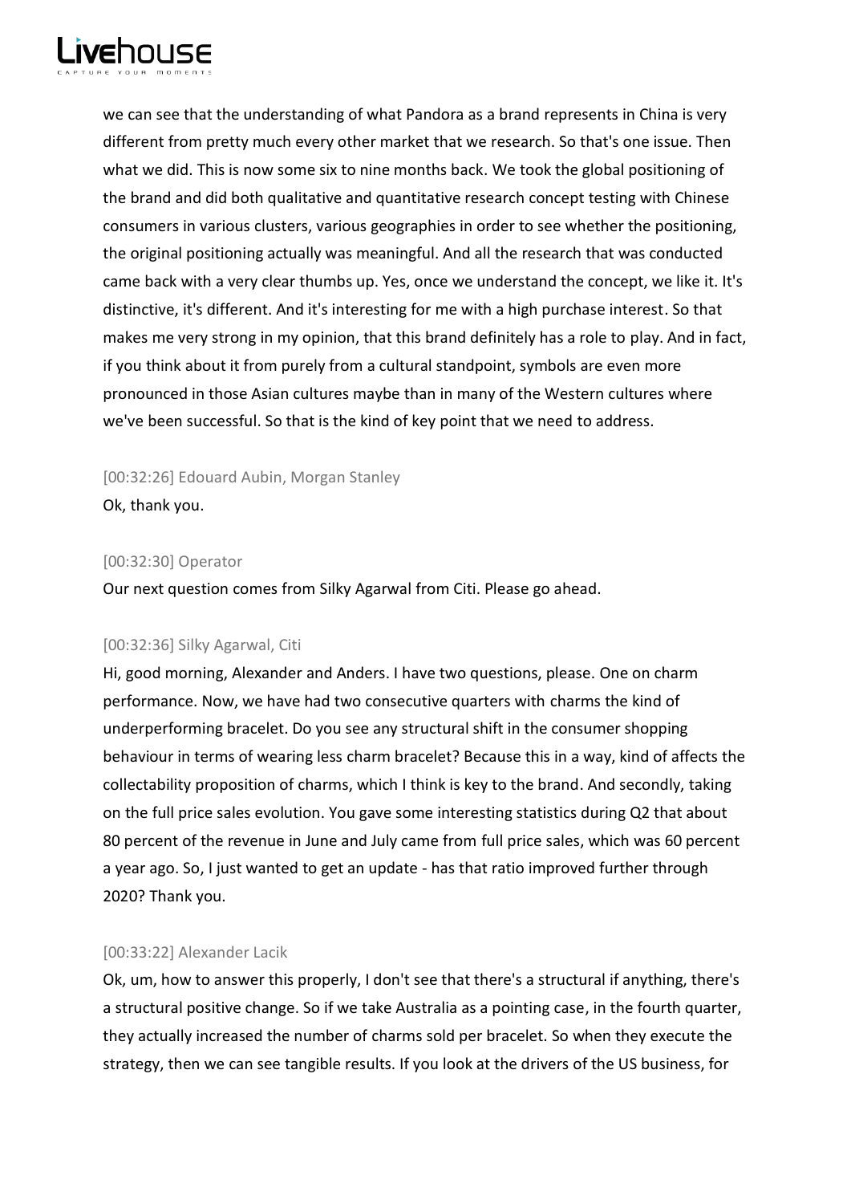we can see that the understanding of what Pandora as a brand represents in China is very different from pretty much every other market that we research. So that's one issue. Then what we did. This is now some six to nine months back. We took the global positioning of the brand and did both qualitative and quantitative research concept testing with Chinese consumers in various clusters, various geographies in order to see whether the positioning, the original positioning actually was meaningful. And all the research that was conducted came back with a very clear thumbs up. Yes, once we understand the concept, we like it. It's distinctive, it's different. And it's interesting for me with a high purchase interest. So that makes me very strong in my opinion, that this brand definitely has a role to play. And in fact, if you think about it from purely from a cultural standpoint, symbols are even more pronounced in those Asian cultures maybe than in many of the Western cultures where we've been successful. So that is the kind of key point that we need to address.

[00:32:26] Edouard Aubin, Morgan Stanley

Ok, thank you.

[00:32:30] Operator

Our next question comes from Silky Agarwal from Citi. Please go ahead.

[00:32:36] Silky Agarwal, Citi

Hi, good morning, Alexander and Anders. I have two questions, please. One on charm performance. Now, we have had two consecutive quarters with charms the kind of underperforming bracelet. Do you see any structural shift in the consumer shopping behaviour in terms of wearing less charm bracelet? Because this in a way, kind of affects the collectability proposition of charms, which I think is key to the brand. And secondly, taking on the full price sales evolution. You gave some interesting statistics during Q2 that about 80 percent of the revenue in June and July came from full price sales, which was 60 percent a year ago. So, I just wanted to get an update - has that ratio improved further through 2020? Thank you.

[00:33:22] Alexander Lacik

Ok, um, how to answer this properly, I don't see that there's a structural if anything, there's a structural positive change. So if we take Australia as a pointing case, in the fourth quarter, they actually increased the number of charms sold per bracelet. So when they execute the strategy, then we can see tangible results. If you look at the drivers of the US business, for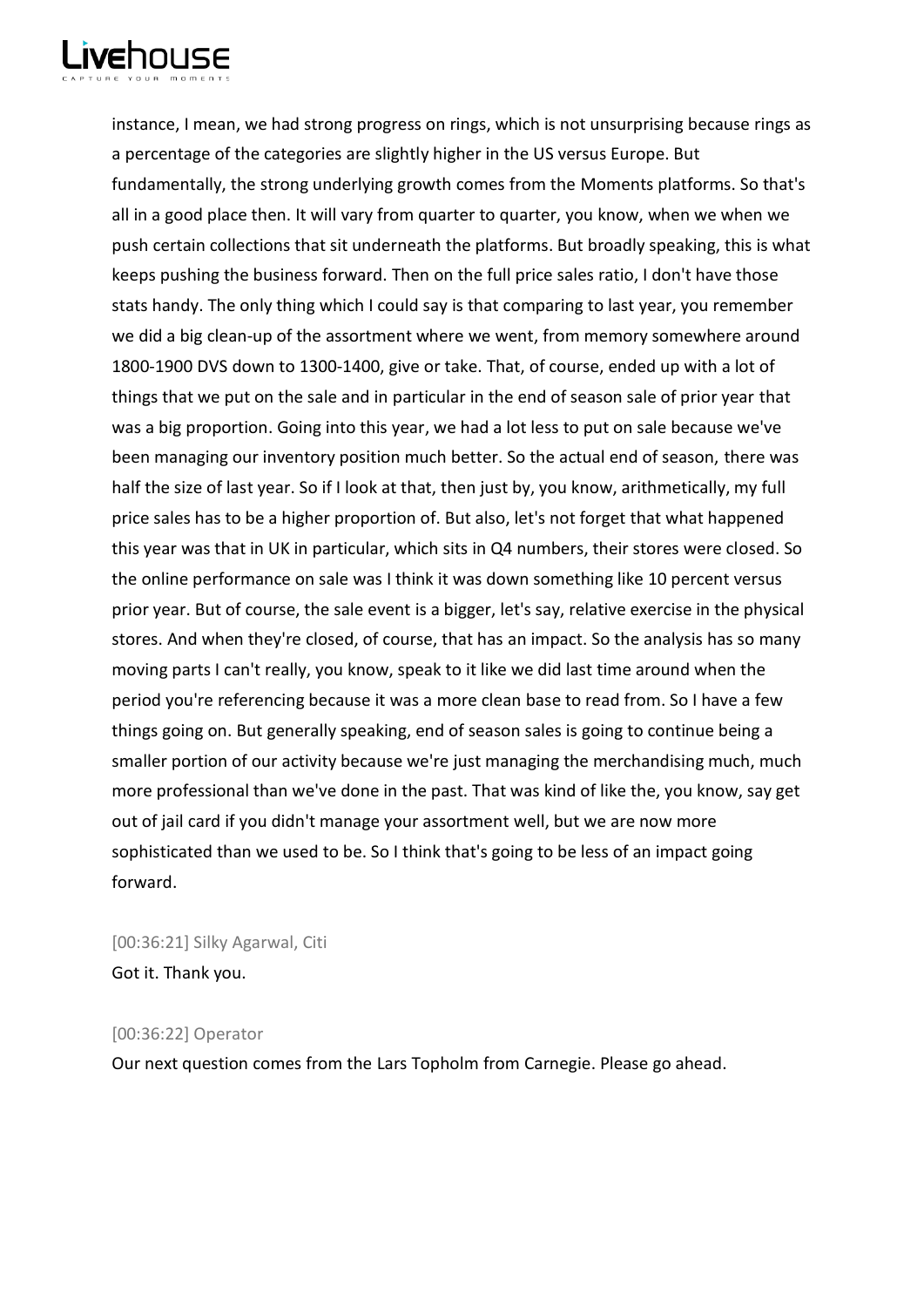instance, I mean, we had strong progress on rings, which is not unsurprising because rings as a percentage of the categories are slightly higher in the US versus Europe. But fundamentally, the strong underlying growth comes from the Moments platforms. So that's all in a good place then. It will vary from quarter to quarter, you know, when we when we push certain collections that sit underneath the platforms. But broadly speaking, this is what keeps pushing the business forward. Then on the full price sales ratio, I don't have those stats handy. The only thing which I could say is that comparing to last year, you remember we did a big clean-up of the assortment where we went, from memory somewhere around 1800-1900 DVS down to 1300-1400, give or take. That, of course, ended up with a lot of things that we put on the sale and in particular in the end of season sale of prior year that was a big proportion. Going into this year, we had a lot less to put on sale because we've been managing our inventory position much better. So the actual end of season, there was half the size of last year. So if I look at that, then just by, you know, arithmetically, my full price sales has to be a higher proportion of. But also, let's not forget that what happened this year was that in UK in particular, which sits in Q4 numbers, their stores were closed. So the online performance on sale was I think it was down something like 10 percent versus prior year. But of course, the sale event is a bigger, let's say, relative exercise in the physical stores. And when they're closed, of course, that has an impact. So the analysis has so many moving parts I can't really, you know, speak to it like we did last time around when the period you're referencing because it was a more clean base to read from. So I have a few things going on. But generally speaking, end of season sales is going to continue being a smaller portion of our activity because we're just managing the merchandising much, much more professional than we've done in the past. That was kind of like the, you know, say get out of jail card if you didn't manage your assortment well, but we are now more sophisticated than we used to be. So I think that's going to be less of an impact going forward.

[00:36:21] Silky Agarwal, Citi

Got it. Thank you.

[00:36:22] Operator

Our next question comes from the Lars Topholm from Carnegie. Please go ahead.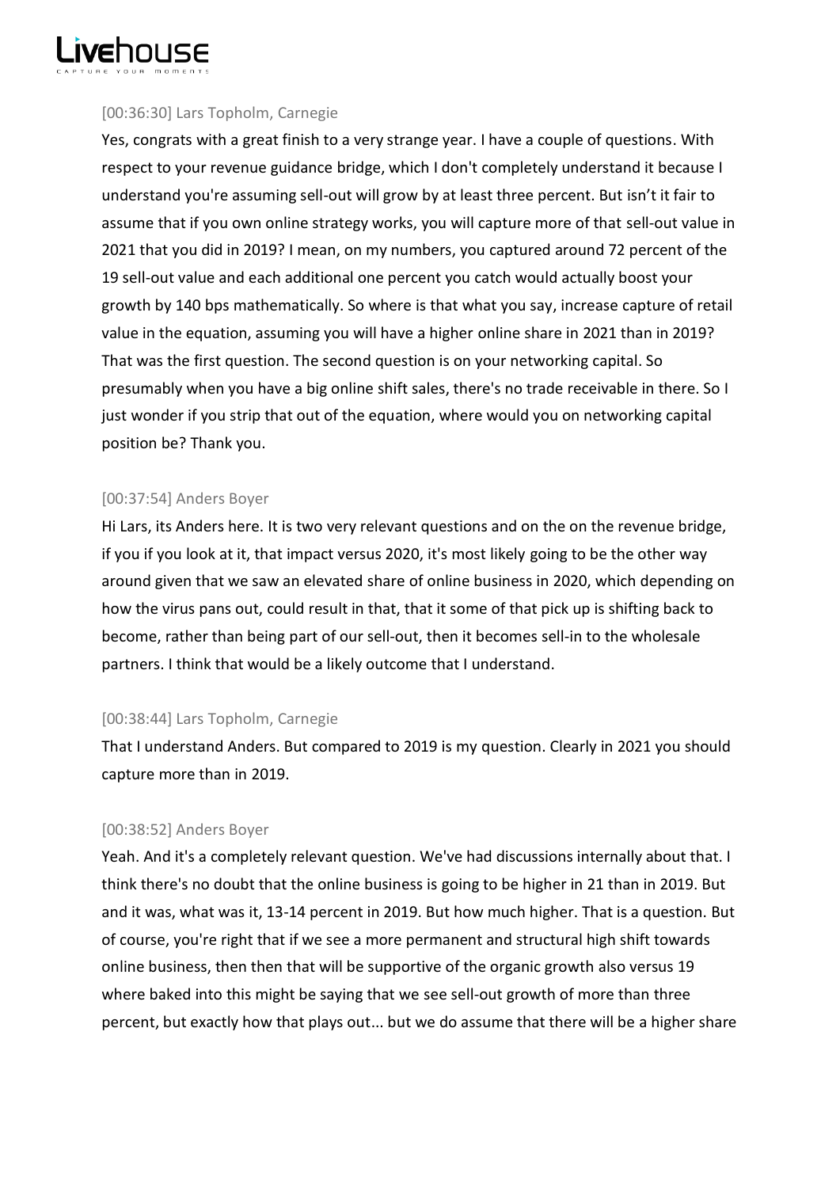[00:36:30] Lars Topholm, Carnegie

Yes, congrats with a great finish to a very strange year. I have a couple of questions. With respect to your revenue guidance bridge, which I don't completely understand it because I understand you're assuming sell-out will grow by at least three percent. But isn't it fair to assume that if you own online strategy works, you will capture more of that sell-out value in 2021 that you did in 2019? I mean, on my numbers, you captured around 72 percent of the 19 sell-out value and each additional one percent you catch would actually boost your growth by 140 bps mathematically. So where is that what you say, increase capture of retail value in the equation, assuming you will have a higher online share in 2021 than in 2019? That was the first question. The second question is on your networking capital. So presumably when you have a big online shift sales, there's no trade receivable in there. So I just wonder if you strip that out of the equation, where would you on networking capital position be? Thank you.

[00:37:54] Anders Boyer

Hi Lars, its Anders here. It is two very relevant questions and on the on the revenue bridge, if you if you look at it, that impact versus 2020, it's most likely going to be the other way around given that we saw an elevated share of online business in 2020, which depending on how the virus pans out, could result in that, that it some of that pick up is shifting back to become, rather than being part of our sell-out, then it becomes sell-in to the wholesale partners. I think that would be a likely outcome that I understand.

[00:38:44] Lars Topholm, Carnegie

That I understand Anders. But compared to 2019 is my question. Clearly in 2021 you should capture more than in 2019.

[00:38:52] Anders Boyer

Yeah. And it's a completely relevant question. We've had discussions internally about that. I think there's no doubt that the online business is going to be higher in 21 than in 2019. But and it was, what was it, 13-14 percent in 2019. But how much higher. That is a question. But of course, you're right that if we see a more permanent and structural high shift towards online business, then then that will be supportive of the organic growth also versus 19 where baked into this might be saying that we see sell-out growth of more than three percent, but exactly how that plays out... but we do assume that there will be a higher share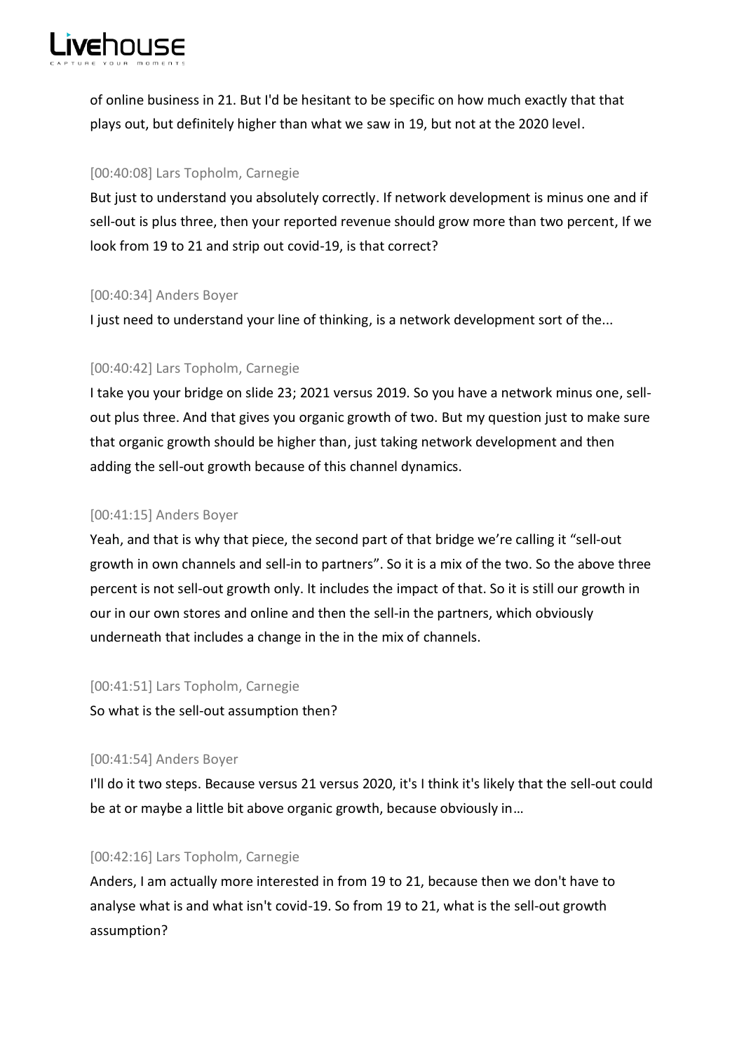of online business in 21. But I'd be hesitant to be specific on how much exactly that that plays out, but definitely higher than what we saw in 19, but not at the 2020 level.

[00:40:08] Lars Topholm, Carnegie

But just to understand you absolutely correctly. If network development is minus one and if sell-out is plus three, then your reported revenue should grow more than two percent, If we look from 19 to 21 and strip out covid-19, is that correct?

[00:40:34] Anders Boyer

I just need to understand your line of thinking, is a network development sort of the...

[00:40:42] Lars Topholm, Carnegie

I take you your bridge on slide 23; 2021 versus 2019. So you have a network minus one, sell-out plus three. And that gives you organic growth of two. But my question just to make sure that organic growth should be higher than, just taking network development and then adding the sell-out growth because of this channel dynamics.

[00:41:15] Anders Boyer

Yeah, and that is why that piece, the second part of that bridge we're calling it "sell-out growth in own channels and sell-in to partners". So it is a mix of the two. So the above three percent is not sell-out growth only. It includes the impact of that. So it is still our growth in our in our own stores and online and then the sell-in the partners, which obviously underneath that includes a change in the in the mix of channels.

[00:41:51] Lars Topholm, Carnegie

So what is the sell-out assumption then?

[00:41:54] Anders Boyer

I'll do it two steps. Because versus 21 versus 2020, it's I think it's likely that the sell-out could be at or maybe a little bit above organic growth, because obviously in…

[00:42:16] Lars Topholm, Carnegie

Anders, I am actually more interested in from 19 to 21, because then we don't have to analyse what is and what isn't covid-19. So from 19 to 21, what is the sell-out growth assumption?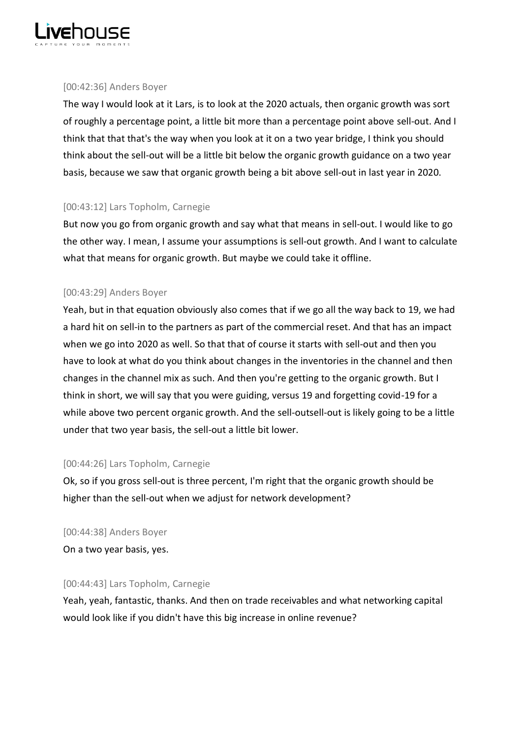[00:42:36] Anders Boyer

The way I would look at it Lars, is to look at the 2020 actuals, then organic growth was sort of roughly a percentage point, a little bit more than a percentage point above sell-out. And I think that that that's the way when you look at it on a two year bridge, I think you should think about the sell-out will be a little bit below the organic growth guidance on a two year basis, because we saw that organic growth being a bit above sell-out in last year in 2020.

[00:43:12] Lars Topholm, Carnegie

But now you go from organic growth and say what that means in sell-out. I would like to go the other way. I mean, I assume your assumptions is sell-out growth. And I want to calculate what that means for organic growth. But maybe we could take it offline.

[00:43:29] Anders Boyer

Yeah, but in that equation obviously also comes that if we go all the way back to 19, we had a hard hit on sell-in to the partners as part of the commercial reset. And that has an impact when we go into 2020 as well. So that that of course it starts with sell-out and then you have to look at what do you think about changes in the inventories in the channel and then changes in the channel mix as such. And then you're getting to the organic growth. But I think in short, we will say that you were guiding, versus 19 and forgetting covid-19 for a while above two percent organic growth. And the sell-outsell-out is likely going to be a little under that two year basis, the sell-out a little bit lower.

[00:44:26] Lars Topholm, Carnegie

Ok, so if you gross sell-out is three percent, I'm right that the organic growth should be higher than the sell-out when we adjust for network development?

[00:44:38] Anders Boyer

On a two year basis, yes.

[00:44:43] Lars Topholm, Carnegie

Yeah, yeah, fantastic, thanks. And then on trade receivables and what networking capital would look like if you didn't have this big increase in online revenue?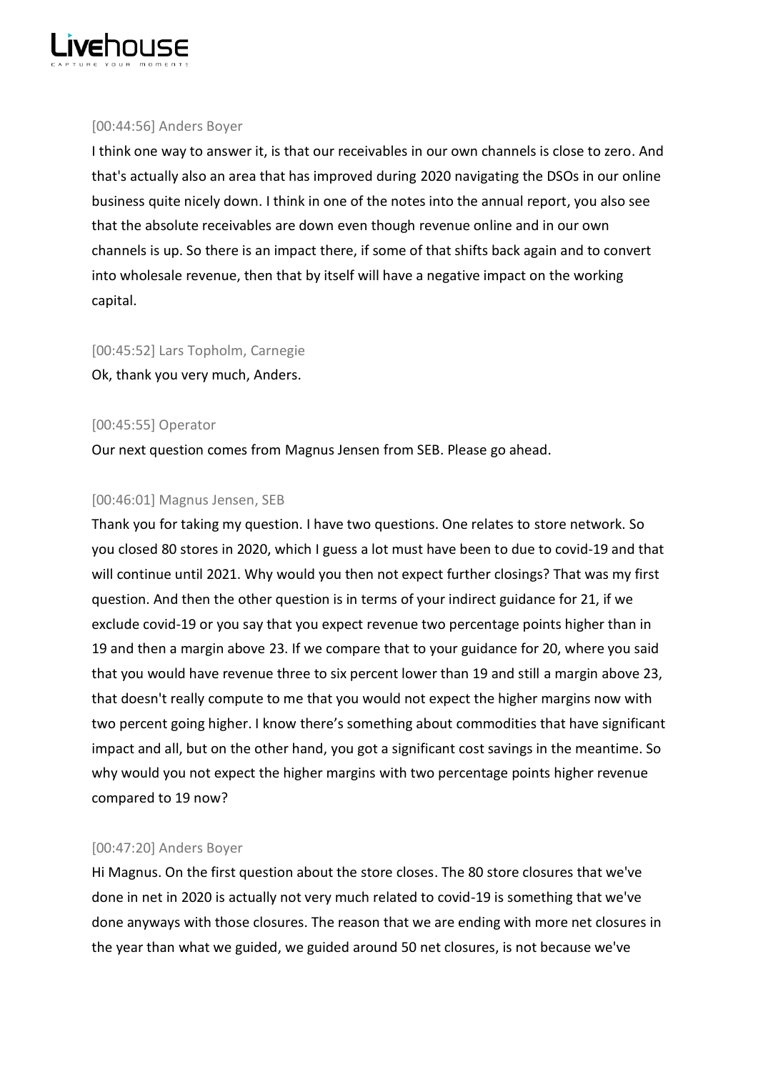[00:44:56] Anders Boyer

I think one way to answer it, is that our receivables in our own channels is close to zero. And that's actually also an area that has improved during 2020 navigating the DSOs in our online business quite nicely down. I think in one of the notes into the annual report, you also see that the absolute receivables are down even though revenue online and in our own channels is up. So there is an impact there, if some of that shifts back again and to convert into wholesale revenue, then that by itself will have a negative impact on the working capital.

[00:45:52] Lars Topholm, Carnegie

Ok, thank you very much, Anders.

[00:45:55] Operator

Our next question comes from Magnus Jensen from SEB. Please go ahead.

[00:46:01] Magnus Jensen, SEB

Thank you for taking my question. I have two questions. One relates to store network. So you closed 80 stores in 2020, which I guess a lot must have been to due to covid-19 and that will continue until 2021. Why would you then not expect further closings? That was my first question. And then the other question is in terms of your indirect guidance for 21, if we exclude covid-19 or you say that you expect revenue two percentage points higher than in 19 and then a margin above 23. If we compare that to your guidance for 20, where you said that you would have revenue three to six percent lower than 19 and still a margin above 23, that doesn't really compute to me that you would not expect the higher margins now with two percent going higher. I know there's something about commodities that have significant impact and all, but on the other hand, you got a significant cost savings in the meantime. So why would you not expect the higher margins with two percentage points higher revenue compared to 19 now?

[00:47:20] Anders Boyer

Hi Magnus. On the first question about the store closes. The 80 store closures that we've done in net in 2020 is actually not very much related to covid-19 is something that we've done anyways with those closures. The reason that we are ending with more net closures in the year than what we guided, we guided around 50 net closures, is not because we've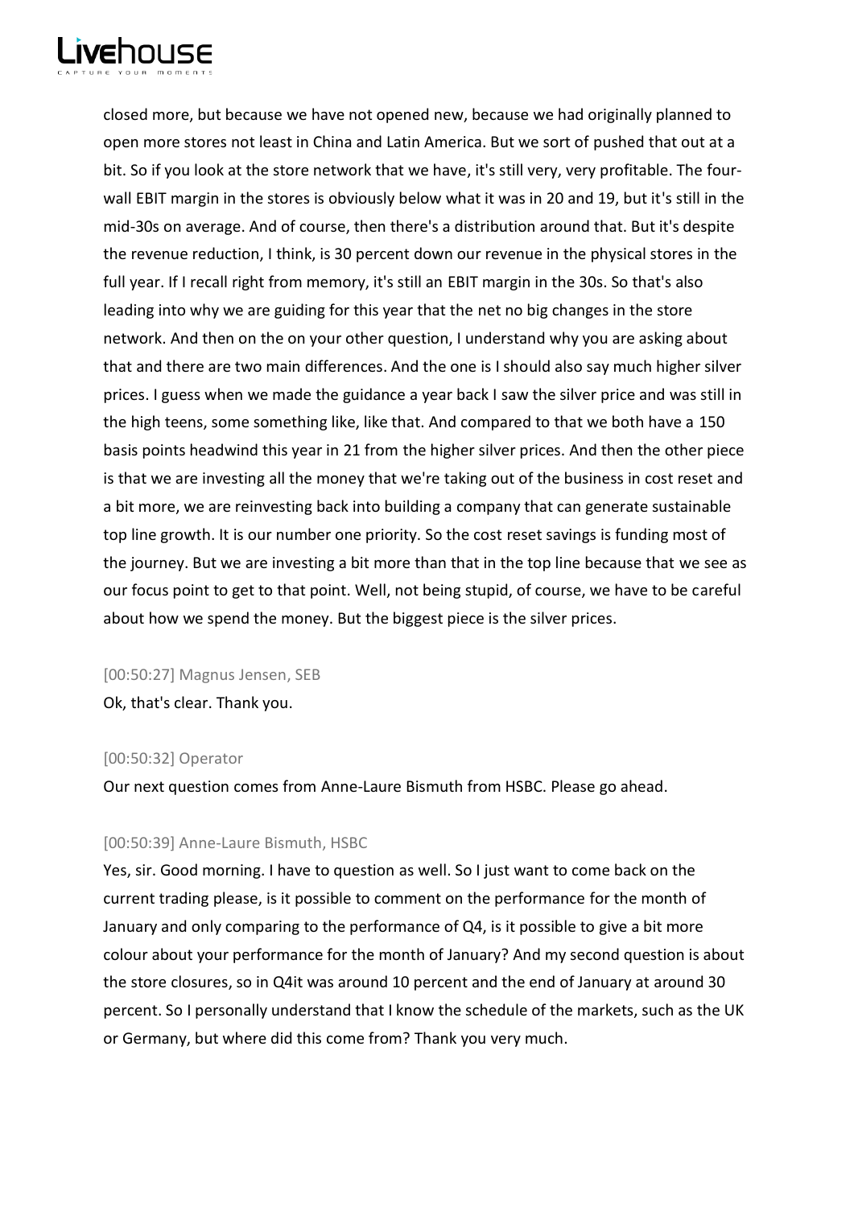closed more, but because we have not opened new, because we had originally planned to open more stores not least in China and Latin America. But we sort of pushed that out at a bit. So if you look at the store network that we have, it's still very, very profitable. The four-wall EBIT margin in the stores is obviously below what it was in 20 and 19, but it's still in the mid-30s on average. And of course, then there's a distribution around that. But it's despite the revenue reduction, I think, is 30 percent down our revenue in the physical stores in the full year. If I recall right from memory, it's still an EBIT margin in the 30s. So that's also leading into why we are guiding for this year that the net no big changes in the store network. And then on the on your other question, I understand why you are asking about that and there are two main differences. And the one is I should also say much higher silver prices. I guess when we made the guidance a year back I saw the silver price and was still in the high teens, some something like, like that. And compared to that we both have a 150 basis points headwind this year in 21 from the higher silver prices. And then the other piece is that we are investing all the money that we're taking out of the business in cost reset and a bit more, we are reinvesting back into building a company that can generate sustainable top line growth. It is our number one priority. So the cost reset savings is funding most of the journey. But we are investing a bit more than that in the top line because that we see as our focus point to get to that point. Well, not being stupid, of course, we have to be careful about how we spend the money. But the biggest piece is the silver prices.

[00:50:27] Magnus Jensen, SEB

Ok, that's clear. Thank you.

[00:50:32] Operator

Our next question comes from Anne-Laure Bismuth from HSBC. Please go ahead.

[00:50:39] Anne-Laure Bismuth, HSBC

Yes, sir. Good morning. I have to question as well. So I just want to come back on the current trading please, is it possible to comment on the performance for the month of January and only comparing to the performance of Q4, is it possible to give a bit more colour about your performance for the month of January? And my second question is about the store closures, so in Q4it was around 10 percent and the end of January at around 30 percent. So I personally understand that I know the schedule of the markets, such as the UK or Germany, but where did this come from? Thank you very much.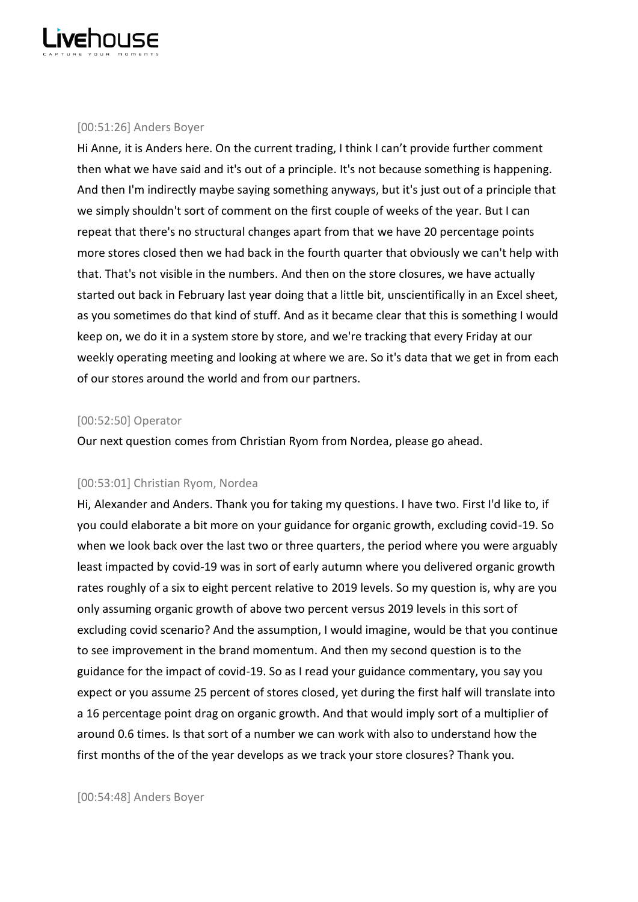[00:51:26] Anders Boyer

Hi Anne, it is Anders here. On the current trading, I think I can't provide further comment then what we have said and it's out of a principle. It's not because something is happening. And then I'm indirectly maybe saying something anyways, but it's just out of a principle that we simply shouldn't sort of comment on the first couple of weeks of the year. But I can repeat that there's no structural changes apart from that we have 20 percentage points more stores closed then we had back in the fourth quarter that obviously we can't help with that. That's not visible in the numbers. And then on the store closures, we have actually started out back in February last year doing that a little bit, unscientifically in an Excel sheet, as you sometimes do that kind of stuff. And as it became clear that this is something I would keep on, we do it in a system store by store, and we're tracking that every Friday at our weekly operating meeting and looking at where we are. So it's data that we get in from each of our stores around the world and from our partners.

[00:52:50] Operator

Our next question comes from Christian Ryom from Nordea, please go ahead.

[00:53:01] Christian Ryom, Nordea

Hi, Alexander and Anders. Thank you for taking my questions. I have two. First I'd like to, if you could elaborate a bit more on your guidance for organic growth, excluding covid-19. So when we look back over the last two or three quarters, the period where you were arguably least impacted by covid-19 was in sort of early autumn where you delivered organic growth rates roughly of a six to eight percent relative to 2019 levels. So my question is, why are you only assuming organic growth of above two percent versus 2019 levels in this sort of excluding covid scenario? And the assumption, I would imagine, would be that you continue to see improvement in the brand momentum. And then my second question is to the guidance for the impact of covid-19. So as I read your guidance commentary, you say you expect or you assume 25 percent of stores closed, yet during the first half will translate into a 16 percentage point drag on organic growth. And that would imply sort of a multiplier of around 0.6 times. Is that sort of a number we can work with also to understand how the first months of the of the year develops as we track your store closures? Thank you.

[00:54:48] Anders Boyer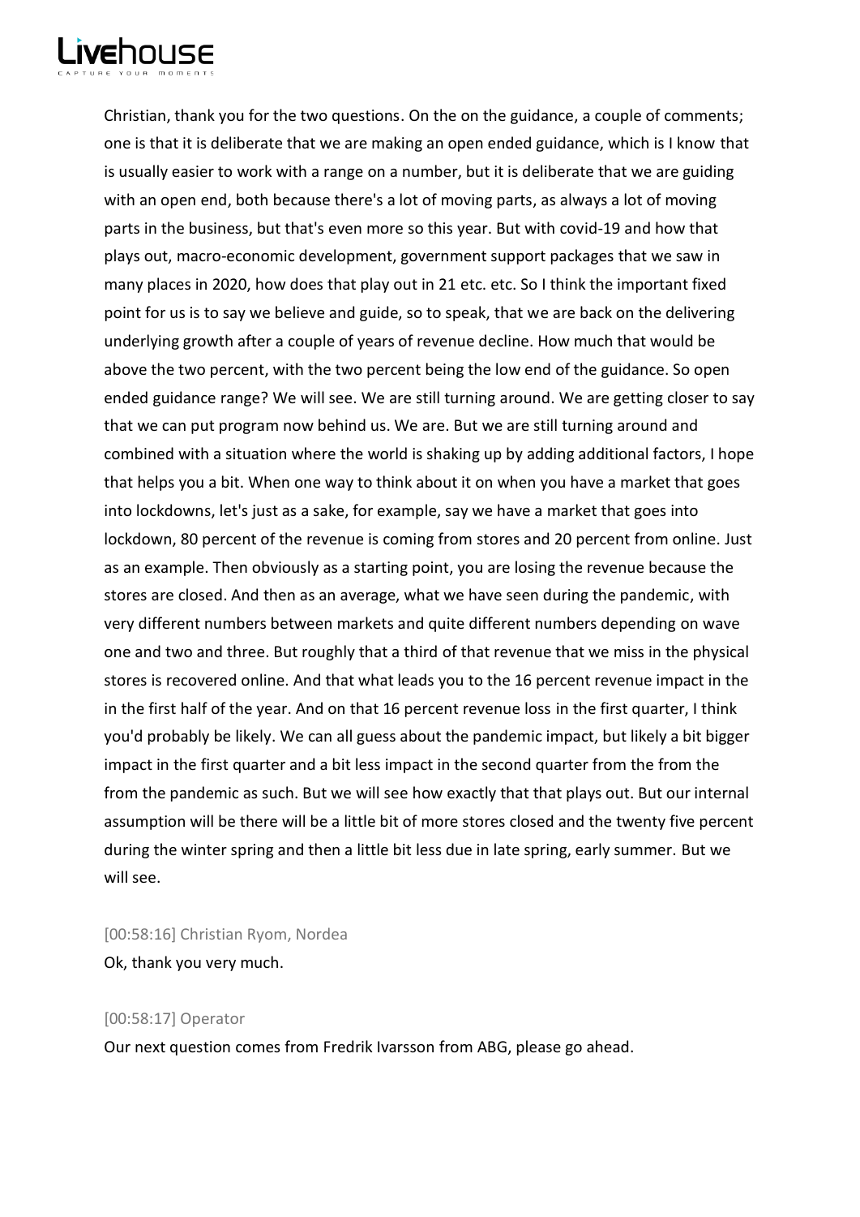Christian, thank you for the two questions. On the on the guidance, a couple of comments; one is that it is deliberate that we are making an open ended guidance, which is I know that is usually easier to work with a range on a number, but it is deliberate that we are guiding with an open end, both because there's a lot of moving parts, as always a lot of moving parts in the business, but that's even more so this year. But with covid-19 and how that plays out, macro-economic development, government support packages that we saw in many places in 2020, how does that play out in 21 etc. etc. So I think the important fixed point for us is to say we believe and guide, so to speak, that we are back on the delivering underlying growth after a couple of years of revenue decline. How much that would be above the two percent, with the two percent being the low end of the guidance. So open ended guidance range? We will see. We are still turning around. We are getting closer to say that we can put program now behind us. We are. But we are still turning around and combined with a situation where the world is shaking up by adding additional factors, I hope that helps you a bit. When one way to think about it on when you have a market that goes into lockdowns, let's just as a sake, for example, say we have a market that goes into lockdown, 80 percent of the revenue is coming from stores and 20 percent from online. Just as an example. Then obviously as a starting point, you are losing the revenue because the stores are closed. And then as an average, what we have seen during the pandemic, with very different numbers between markets and quite different numbers depending on wave one and two and three. But roughly that a third of that revenue that we miss in the physical stores is recovered online. And that what leads you to the 16 percent revenue impact in the in the first half of the year. And on that 16 percent revenue loss in the first quarter, I think you'd probably be likely. We can all guess about the pandemic impact, but likely a bit bigger impact in the first quarter and a bit less impact in the second quarter from the from the from the pandemic as such. But we will see how exactly that that plays out. But our internal assumption will be there will be a little bit of more stores closed and the twenty five percent during the winter spring and then a little bit less due in late spring, early summer. But we will see.

[00:58:16] Christian Ryom, Nordea

Ok, thank you very much.

[00:58:17] Operator

Our next question comes from Fredrik Ivarsson from ABG, please go ahead.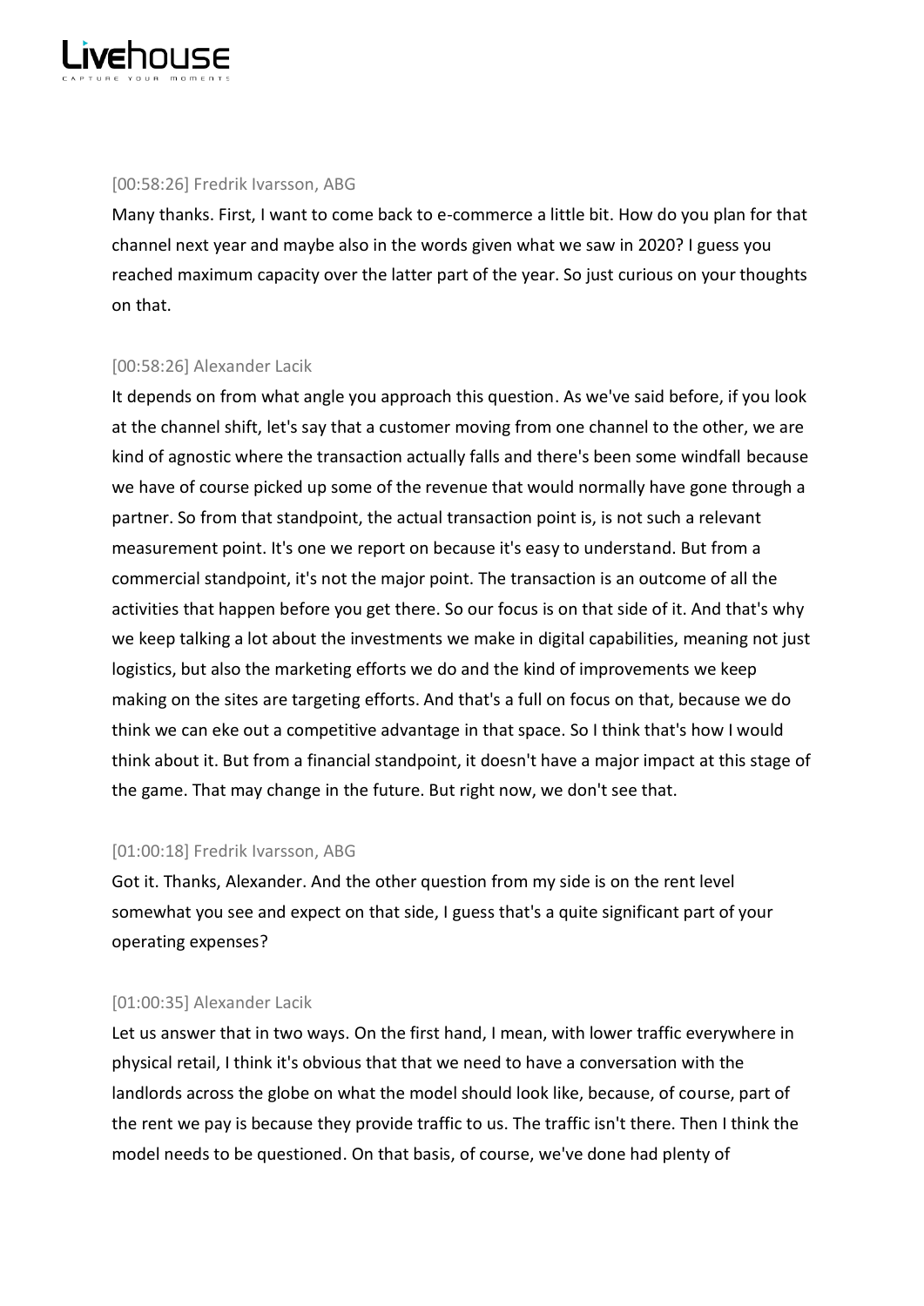[00:58:26] Fredrik Ivarsson, ABG

Many thanks. First, I want to come back to e-commerce a little bit. How do you plan for that channel next year and maybe also in the words given what we saw in 2020? I guess you reached maximum capacity over the latter part of the year. So just curious on your thoughts on that.

[00:58:26] Alexander Lacik

It depends on from what angle you approach this question. As we've said before, if you look at the channel shift, let's say that a customer moving from one channel to the other, we are kind of agnostic where the transaction actually falls and there's been some windfall because we have of course picked up some of the revenue that would normally have gone through a partner. So from that standpoint, the actual transaction point is, is not such a relevant measurement point. It's one we report on because it's easy to understand. But from a commercial standpoint, it's not the major point. The transaction is an outcome of all the activities that happen before you get there. So our focus is on that side of it. And that's why we keep talking a lot about the investments we make in digital capabilities, meaning not just logistics, but also the marketing efforts we do and the kind of improvements we keep making on the sites are targeting efforts. And that's a full on focus on that, because we do think we can eke out a competitive advantage in that space. So I think that's how I would think about it. But from a financial standpoint, it doesn't have a major impact at this stage of the game. That may change in the future. But right now, we don't see that.

[01:00:18] Fredrik Ivarsson, ABG

Got it. Thanks, Alexander. And the other question from my side is on the rent level somewhat you see and expect on that side, I guess that's a quite significant part of your operating expenses?

[01:00:35] Alexander Lacik

Let us answer that in two ways. On the first hand, I mean, with lower traffic everywhere in physical retail, I think it's obvious that that we need to have a conversation with the landlords across the globe on what the model should look like, because, of course, part of the rent we pay is because they provide traffic to us. The traffic isn't there. Then I think the model needs to be questioned. On that basis, of course, we've done had plenty of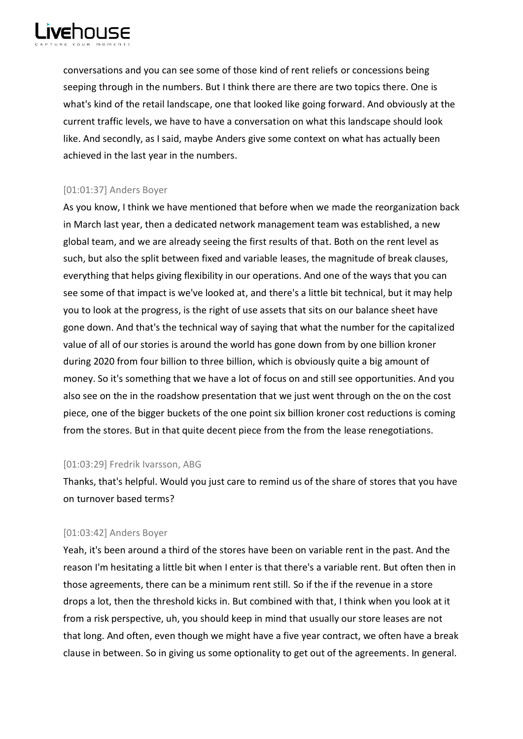conversations and you can see some of those kind of rent reliefs or concessions being seeping through in the numbers. But I think there are there are two topics there. One is what's kind of the retail landscape, one that looked like going forward. And obviously at the current traffic levels, we have to have a conversation on what this landscape should look like. And secondly, as I said, maybe Anders give some context on what has actually been achieved in the last year in the numbers.

[01:01:37] Anders Boyer

As you know, I think we have mentioned that before when we made the reorganization back in March last year, then a dedicated network management team was established, a new global team, and we are already seeing the first results of that. Both on the rent level as such, but also the split between fixed and variable leases, the magnitude of break clauses, everything that helps giving flexibility in our operations. And one of the ways that you can see some of that impact is we've looked at, and there's a little bit technical, but it may help you to look at the progress, is the right of use assets that sits on our balance sheet have gone down. And that's the technical way of saying that what the number for the capitalized value of all of our stories is around the world has gone down from by one billion kroner during 2020 from four billion to three billion, which is obviously quite a big amount of money. So it's something that we have a lot of focus on and still see opportunities. And you also see on the in the roadshow presentation that we just went through on the on the cost piece, one of the bigger buckets of the one point six billion kroner cost reductions is coming from the stores. But in that quite decent piece from the from the lease renegotiations.

[01:03:29] Fredrik Ivarsson, ABG

Thanks, that's helpful. Would you just care to remind us of the share of stores that you have on turnover based terms?

[01:03:42] Anders Boyer

Yeah, it's been around a third of the stores have been on variable rent in the past. And the reason I'm hesitating a little bit when I enter is that there's a variable rent. But often then in those agreements, there can be a minimum rent still. So if the if the revenue in a store drops a lot, then the threshold kicks in. But combined with that, I think when you look at it from a risk perspective, uh, you should keep in mind that usually our store leases are not that long. And often, even though we might have a five year contract, we often have a break clause in between. So in giving us some optionality to get out of the agreements. In general.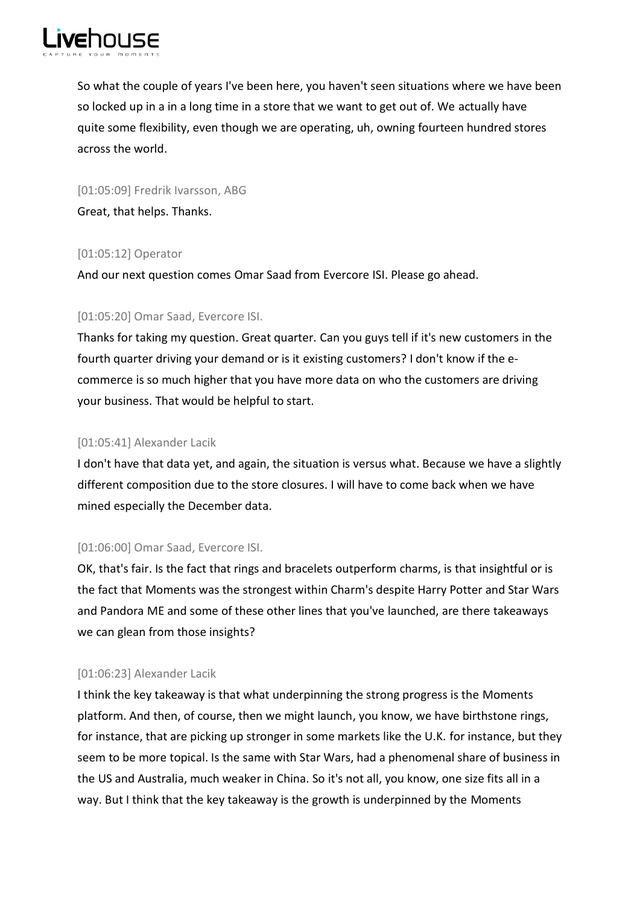So what the couple of years I've been here, you haven't seen situations where we have been so locked up in a in a long time in a store that we want to get out of. We actually have quite some flexibility, even though we are operating, uh, owning fourteen hundred stores across the world.

[01:05:09] Fredrik Ivarsson, ABG

Great, that helps. Thanks.

[01:05:12] Operator

And our next question comes Omar Saad from Evercore ISI. Please go ahead.

[01:05:20] Omar Saad, Evercore ISI.

Thanks for taking my question. Great quarter. Can you guys tell if it's new customers in the fourth quarter driving your demand or is it existing customers? I don't know if the e-commerce is so much higher that you have more data on who the customers are driving your business. That would be helpful to start.

[01:05:41] Alexander Lacik

I don't have that data yet, and again, the situation is versus what. Because we have a slightly different composition due to the store closures. I will have to come back when we have mined especially the December data.

[01:06:00] Omar Saad, Evercore ISI.

OK, that's fair. Is the fact that rings and bracelets outperform charms, is that insightful or is the fact that Moments was the strongest within Charm's despite Harry Potter and Star Wars and Pandora ME and some of these other lines that you've launched, are there takeaways we can glean from those insights?

[01:06:23] Alexander Lacik

I think the key takeaway is that what underpinning the strong progress is the Moments platform. And then, of course, then we might launch, you know, we have birthstone rings, for instance, that are picking up stronger in some markets like the U.K. for instance, but they seem to be more topical. Is the same with Star Wars, had a phenomenal share of business in the US and Australia, much weaker in China. So it's not all, you know, one size fits all in a way. But I think that the key takeaway is the growth is underpinned by the Moments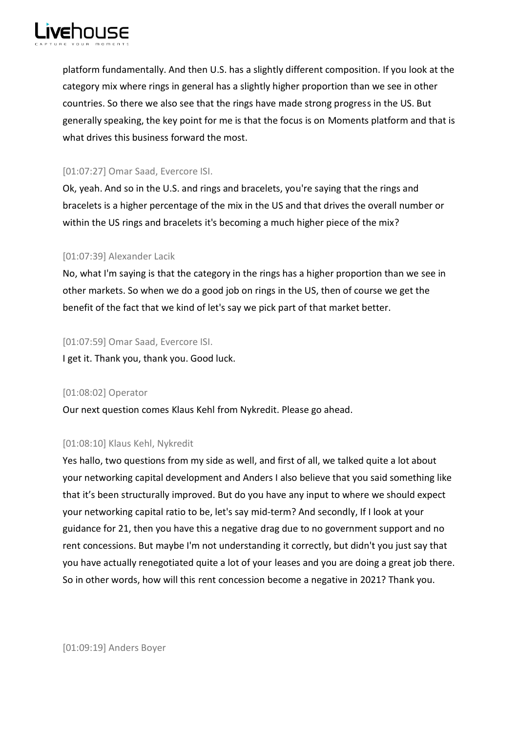platform fundamentally. And then U.S. has a slightly different composition. If you look at the category mix where rings in general has a slightly higher proportion than we see in other countries. So there we also see that the rings have made strong progress in the US. But generally speaking, the key point for me is that the focus is on Moments platform and that is what drives this business forward the most.

[01:07:27] Omar Saad, Evercore ISI.

Ok, yeah. And so in the U.S. and rings and bracelets, you're saying that the rings and bracelets is a higher percentage of the mix in the US and that drives the overall number or within the US rings and bracelets it's becoming a much higher piece of the mix?

[01:07:39] Alexander Lacik

No, what I'm saying is that the category in the rings has a higher proportion than we see in other markets. So when we do a good job on rings in the US, then of course we get the benefit of the fact that we kind of let's say we pick part of that market better.

[01:07:59] Omar Saad, Evercore ISI.

I get it. Thank you, thank you. Good luck.

[01:08:02] Operator

Our next question comes Klaus Kehl from Nykredit. Please go ahead.

[01:08:10] Klaus Kehl, Nykredit

Yes hallo, two questions from my side as well, and first of all, we talked quite a lot about your networking capital development and Anders I also believe that you said something like that it's been structurally improved. But do you have any input to where we should expect your networking capital ratio to be, let's say mid-term? And secondly, If I look at your guidance for 21, then you have this a negative drag due to no government support and no rent concessions. But maybe I'm not understanding it correctly, but didn't you just say that you have actually renegotiated quite a lot of your leases and you are doing a great job there. So in other words, how will this rent concession become a negative in 2021? Thank you.

[01:09:19] Anders Boyer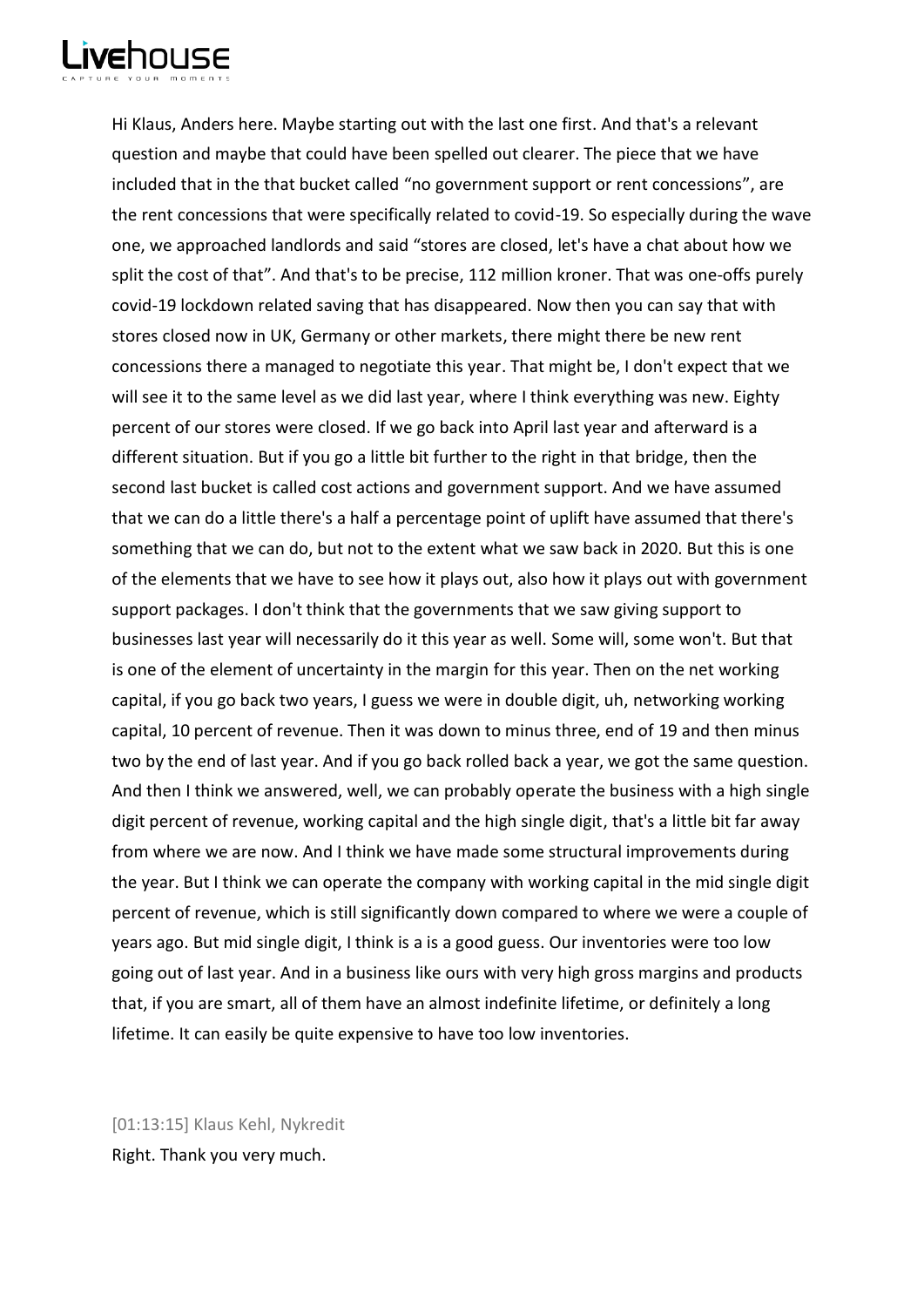Hi Klaus, Anders here. Maybe starting out with the last one first. And that's a relevant question and maybe that could have been spelled out clearer. The piece that we have included that in the that bucket called "no government support or rent concessions", are the rent concessions that were specifically related to covid-19. So especially during the wave one, we approached landlords and said "stores are closed, let's have a chat about how we split the cost of that". And that's to be precise, 112 million kroner. That was one-offs purely covid-19 lockdown related saving that has disappeared. Now then you can say that with stores closed now in UK, Germany or other markets, there might there be new rent concessions there a managed to negotiate this year. That might be, I don't expect that we will see it to the same level as we did last year, where I think everything was new. Eighty percent of our stores were closed. If we go back into April last year and afterward is a different situation. But if you go a little bit further to the right in that bridge, then the second last bucket is called cost actions and government support. And we have assumed that we can do a little there's a half a percentage point of uplift have assumed that there's something that we can do, but not to the extent what we saw back in 2020. But this is one of the elements that we have to see how it plays out, also how it plays out with government support packages. I don't think that the governments that we saw giving support to businesses last year will necessarily do it this year as well. Some will, some won't. But that is one of the element of uncertainty in the margin for this year. Then on the net working capital, if you go back two years, I guess we were in double digit, uh, networking working capital, 10 percent of revenue. Then it was down to minus three, end of 19 and then minus two by the end of last year. And if you go back rolled back a year, we got the same question. And then I think we answered, well, we can probably operate the business with a high single digit percent of revenue, working capital and the high single digit, that's a little bit far away from where we are now. And I think we have made some structural improvements during the year. But I think we can operate the company with working capital in the mid single digit percent of revenue, which is still significantly down compared to where we were a couple of years ago. But mid single digit, I think is a is a good guess. Our inventories were too low going out of last year. And in a business like ours with very high gross margins and products that, if you are smart, all of them have an almost indefinite lifetime, or definitely a long lifetime. It can easily be quite expensive to have too low inventories.

[01:13:15] Klaus Kehl, Nykredit

Right. Thank you very much.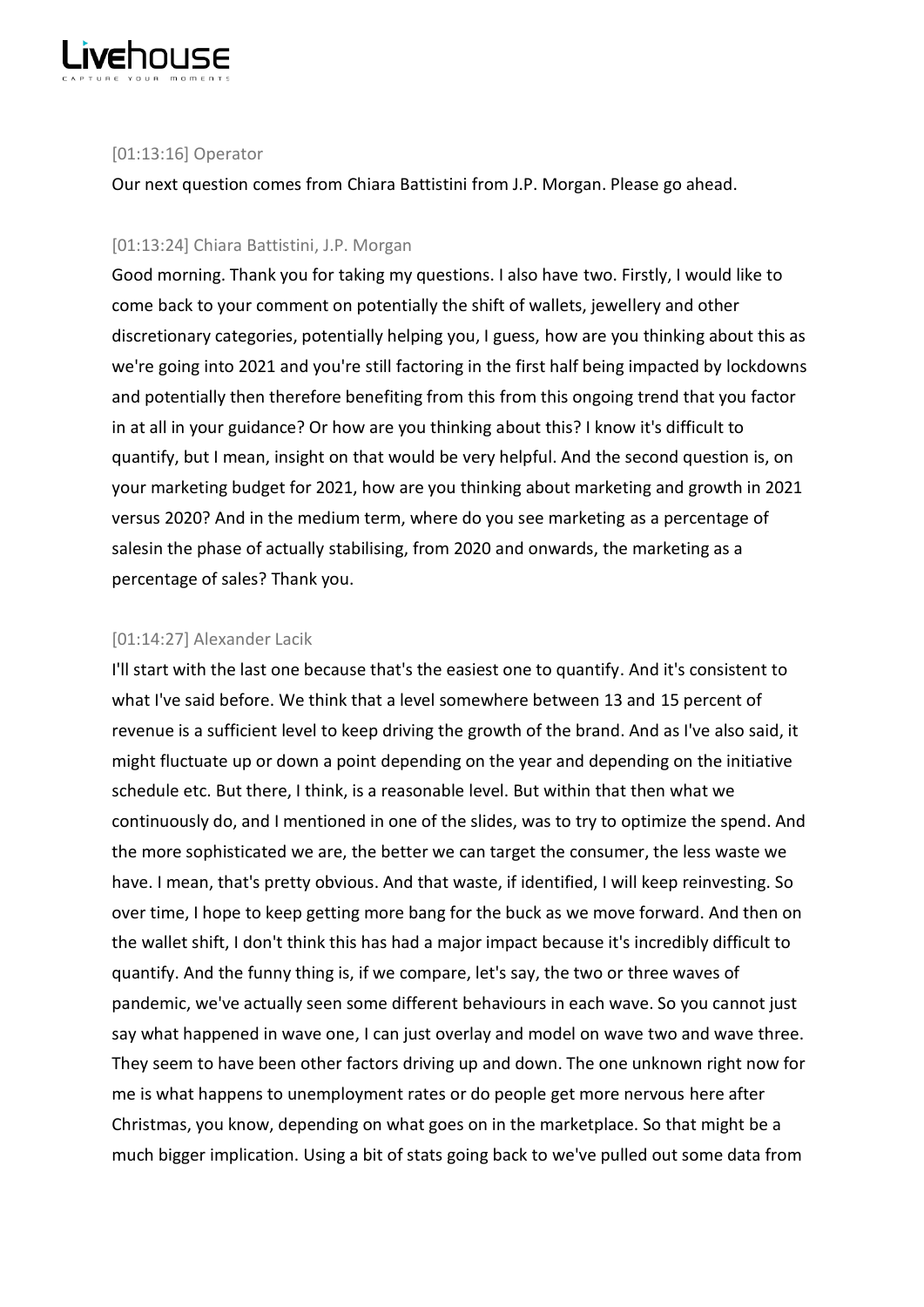[01:13:16] Operator

Our next question comes from Chiara Battistini from J.P. Morgan. Please go ahead.

[01:13:24] Chiara Battistini, J.P. Morgan

Good morning. Thank you for taking my questions. I also have two. Firstly, I would like to come back to your comment on potentially the shift of wallets, jewellery and other discretionary categories, potentially helping you, I guess, how are you thinking about this as we're going into 2021 and you're still factoring in the first half being impacted by lockdowns and potentially then therefore benefiting from this from this ongoing trend that you factor in at all in your guidance? Or how are you thinking about this? I know it's difficult to quantify, but I mean, insight on that would be very helpful. And the second question is, on your marketing budget for 2021, how are you thinking about marketing and growth in 2021 versus 2020? And in the medium term, where do you see marketing as a percentage of salesin the phase of actually stabilising, from 2020 and onwards, the marketing as a percentage of sales? Thank you.

[01:14:27] Alexander Lacik

I'll start with the last one because that's the easiest one to quantify. And it's consistent to what I've said before. We think that a level somewhere between 13 and 15 percent of revenue is a sufficient level to keep driving the growth of the brand. And as I've also said, it might fluctuate up or down a point depending on the year and depending on the initiative schedule etc. But there, I think, is a reasonable level. But within that then what we continuously do, and I mentioned in one of the slides, was to try to optimize the spend. And the more sophisticated we are, the better we can target the consumer, the less waste we have. I mean, that's pretty obvious. And that waste, if identified, I will keep reinvesting. So over time, I hope to keep getting more bang for the buck as we move forward. And then on the wallet shift, I don't think this has had a major impact because it's incredibly difficult to quantify. And the funny thing is, if we compare, let's say, the two or three waves of pandemic, we've actually seen some different behaviours in each wave. So you cannot just say what happened in wave one, I can just overlay and model on wave two and wave three. They seem to have been other factors driving up and down. The one unknown right now for me is what happens to unemployment rates or do people get more nervous here after Christmas, you know, depending on what goes on in the marketplace. So that might be a much bigger implication. Using a bit of stats going back to we've pulled out some data from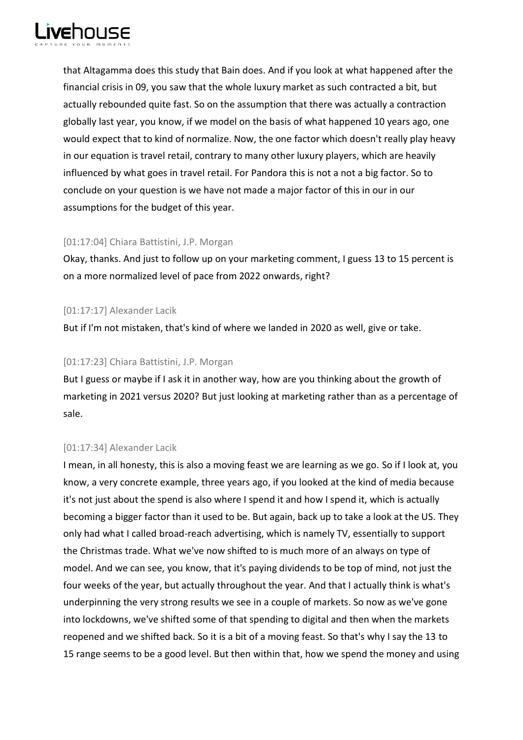that Altagamma does this study that Bain does. And if you look at what happened after the financial crisis in 09, you saw that the whole luxury market as such contracted a bit, but actually rebounded quite fast. So on the assumption that there was actually a contraction globally last year, you know, if we model on the basis of what happened 10 years ago, one would expect that to kind of normalize. Now, the one factor which doesn't really play heavy in our equation is travel retail, contrary to many other luxury players, which are heavily influenced by what goes in travel retail. For Pandora this is not a not a big factor. So to conclude on your question is we have not made a major factor of this in our in our assumptions for the budget of this year.

[01:17:04] Chiara Battistini, J.P. Morgan

Okay, thanks. And just to follow up on your marketing comment, I guess 13 to 15 percent is on a more normalized level of pace from 2022 onwards, right?

[01:17:17] Alexander Lacik

But if I'm not mistaken, that's kind of where we landed in 2020 as well, give or take.

[01:17:23] Chiara Battistini, J.P. Morgan

But I guess or maybe if I ask it in another way, how are you thinking about the growth of marketing in 2021 versus 2020? But just looking at marketing rather than as a percentage of sale.

[01:17:34] Alexander Lacik

I mean, in all honesty, this is also a moving feast we are learning as we go. So if I look at, you know, a very concrete example, three years ago, if you looked at the kind of media because it's not just about the spend is also where I spend it and how I spend it, which is actually becoming a bigger factor than it used to be. But again, back up to take a look at the US. They only had what I called broad-reach advertising, which is namely TV, essentially to support the Christmas trade. What we've now shifted to is much more of an always on type of model. And we can see, you know, that it's paying dividends to be top of mind, not just the four weeks of the year, but actually throughout the year. And that I actually think is what's underpinning the very strong results we see in a couple of markets. So now as we've gone into lockdowns, we've shifted some of that spending to digital and then when the markets reopened and we shifted back. So it is a bit of a moving feast. So that's why I say the 13 to 15 range seems to be a good level. But then within that, how we spend the money and using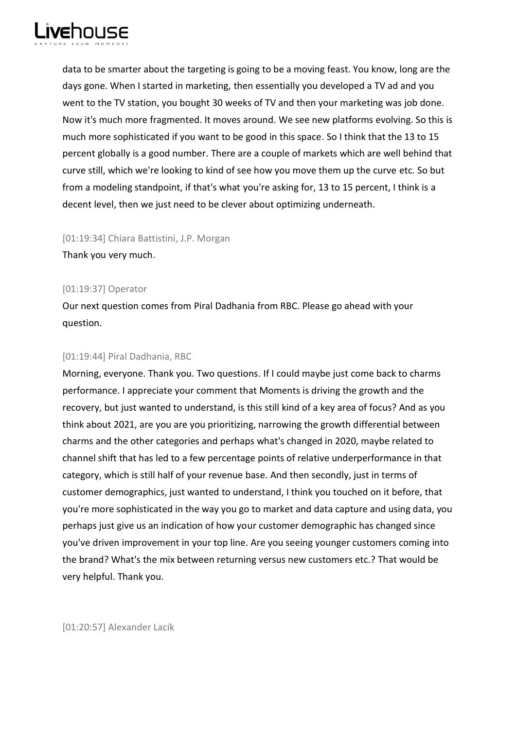data to be smarter about the targeting is going to be a moving feast. You know, long are the days gone. When I started in marketing, then essentially you developed a TV ad and you went to the TV station, you bought 30 weeks of TV and then your marketing was job done. Now it's much more fragmented. It moves around. We see new platforms evolving. So this is much more sophisticated if you want to be good in this space. So I think that the 13 to 15 percent globally is a good number. There are a couple of markets which are well behind that curve still, which we're looking to kind of see how you move them up the curve etc. So but from a modeling standpoint, if that's what you're asking for, 13 to 15 percent, I think is a decent level, then we just need to be clever about optimizing underneath.

[01:19:34] Chiara Battistini, J.P. Morgan

Thank you very much.

[01:19:37] Operator

Our next question comes from Piral Dadhania from RBC. Please go ahead with your question.

[01:19:44] Piral Dadhania, RBC

Morning, everyone. Thank you. Two questions. If I could maybe just come back to charms performance. I appreciate your comment that Moments is driving the growth and the recovery, but just wanted to understand, is this still kind of a key area of focus? And as you think about 2021, are you are you prioritizing, narrowing the growth differential between charms and the other categories and perhaps what's changed in 2020, maybe related to channel shift that has led to a few percentage points of relative underperformance in that category, which is still half of your revenue base. And then secondly, just in terms of customer demographics, just wanted to understand, I think you touched on it before, that you're more sophisticated in the way you go to market and data capture and using data, you perhaps just give us an indication of how your customer demographic has changed since you've driven improvement in your top line. Are you seeing younger customers coming into the brand? What's the mix between returning versus new customers etc.? That would be very helpful. Thank you.

[01:20:57] Alexander Lacik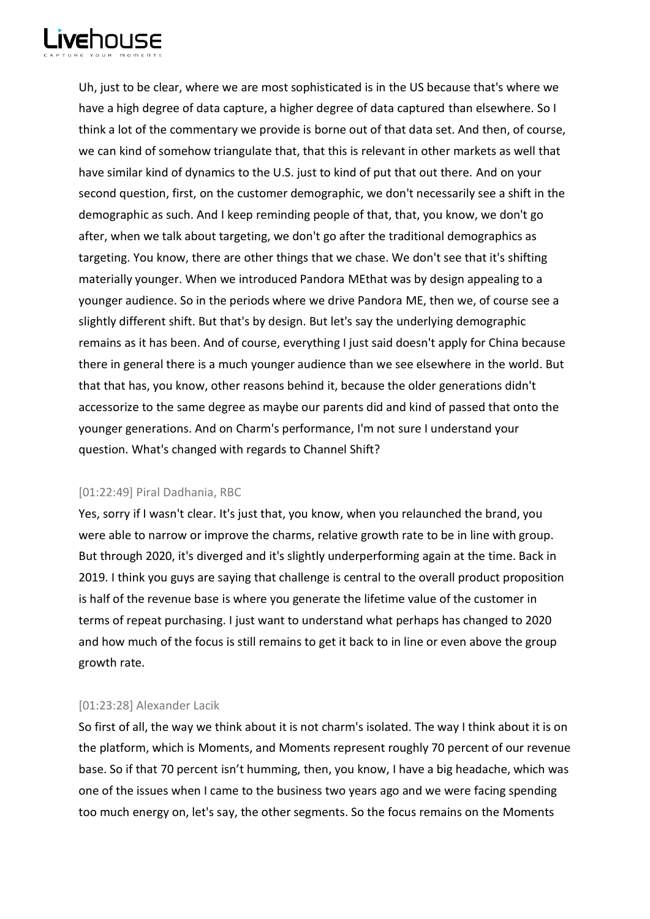Uh, just to be clear, where we are most sophisticated is in the US because that's where we have a high degree of data capture, a higher degree of data captured than elsewhere. So I think a lot of the commentary we provide is borne out of that data set. And then, of course, we can kind of somehow triangulate that, that this is relevant in other markets as well that have similar kind of dynamics to the U.S. just to kind of put that out there. And on your second question, first, on the customer demographic, we don't necessarily see a shift in the demographic as such. And I keep reminding people of that, that, you know, we don't go after, when we talk about targeting, we don't go after the traditional demographics as targeting. You know, there are other things that we chase. We don't see that it's shifting materially younger. When we introduced Pandora MEthat was by design appealing to a younger audience. So in the periods where we drive Pandora ME, then we, of course see a slightly different shift. But that's by design. But let's say the underlying demographic remains as it has been. And of course, everything I just said doesn't apply for China because there in general there is a much younger audience than we see elsewhere in the world. But that that has, you know, other reasons behind it, because the older generations didn't accessorize to the same degree as maybe our parents did and kind of passed that onto the younger generations. And on Charm's performance, I'm not sure I understand your question. What's changed with regards to Channel Shift?

[01:22:49] Piral Dadhania, RBC

Yes, sorry if I wasn't clear. It's just that, you know, when you relaunched the brand, you were able to narrow or improve the charms, relative growth rate to be in line with group. But through 2020, it's diverged and it's slightly underperforming again at the time. Back in 2019. I think you guys are saying that challenge is central to the overall product proposition is half of the revenue base is where you generate the lifetime value of the customer in terms of repeat purchasing. I just want to understand what perhaps has changed to 2020 and how much of the focus is still remains to get it back to in line or even above the group growth rate.

[01:23:28] Alexander Lacik

So first of all, the way we think about it is not charm's isolated. The way I think about it is on the platform, which is Moments, and Moments represent roughly 70 percent of our revenue base. So if that 70 percent isn't humming, then, you know, I have a big headache, which was one of the issues when I came to the business two years ago and we were facing spending too much energy on, let's say, the other segments. So the focus remains on the Moments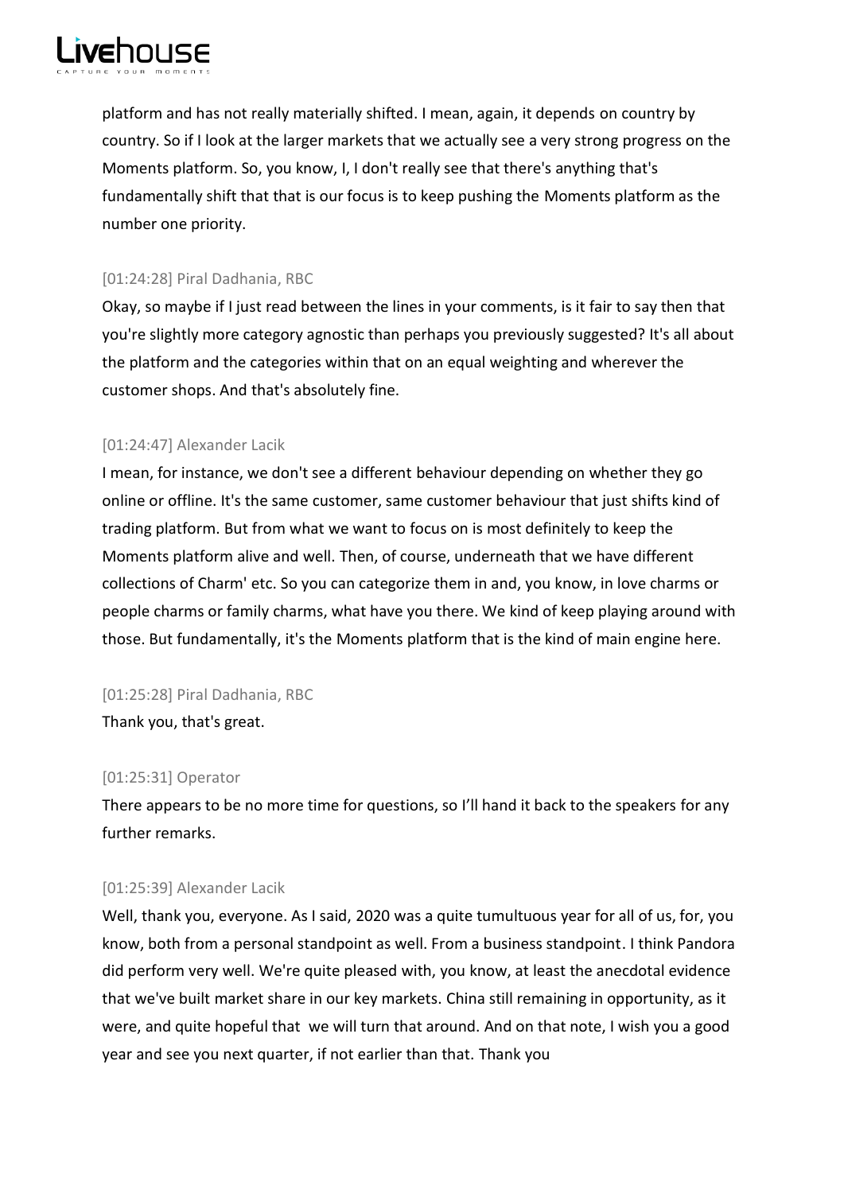platform and has not really materially shifted. I mean, again, it depends on country by country. So if I look at the larger markets that we actually see a very strong progress on the Moments platform. So, you know, I, I don't really see that there's anything that's fundamentally shift that that is our focus is to keep pushing the Moments platform as the number one priority.

[01:24:28] Piral Dadhania, RBC

Okay, so maybe if I just read between the lines in your comments, is it fair to say then that you're slightly more category agnostic than perhaps you previously suggested? It's all about the platform and the categories within that on an equal weighting and wherever the customer shops. And that's absolutely fine.

[01:24:47] Alexander Lacik

I mean, for instance, we don't see a different behaviour depending on whether they go online or offline. It's the same customer, same customer behaviour that just shifts kind of trading platform. But from what we want to focus on is most definitely to keep the Moments platform alive and well. Then, of course, underneath that we have different collections of Charm' etc. So you can categorize them in and, you know, in love charms or people charms or family charms, what have you there. We kind of keep playing around with those. But fundamentally, it's the Moments platform that is the kind of main engine here.

[01:25:28] Piral Dadhania, RBC

Thank you, that's great.

[01:25:31] Operator

There appears to be no more time for questions, so I'll hand it back to the speakers for any further remarks.

[01:25:39] Alexander Lacik

Well, thank you, everyone. As I said, 2020 was a quite tumultuous year for all of us, for, you know, both from a personal standpoint as well. From a business standpoint. I think Pandora did perform very well. We're quite pleased with, you know, at least the anecdotal evidence that we've built market share in our key markets. China still remaining in opportunity, as it were, and quite hopeful that we will turn that around. And on that note, I wish you a good year and see you next quarter, if not earlier than that. Thank you